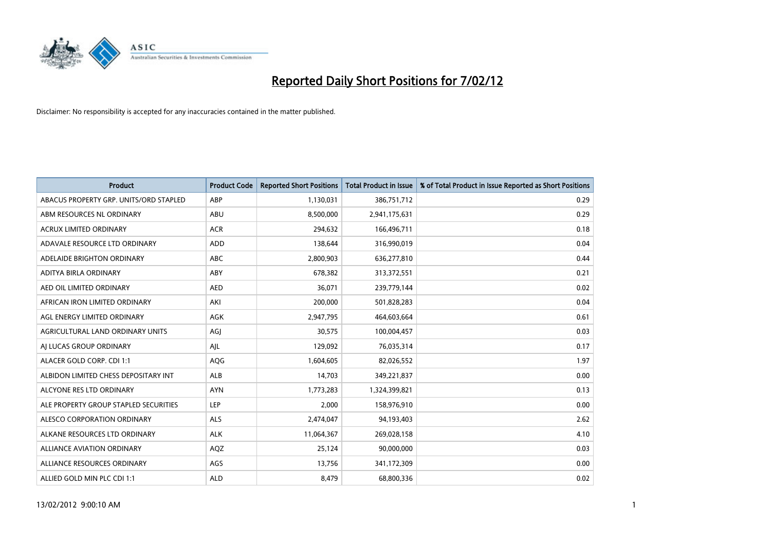# Reported Daily Short Positions for 7/02/12

Disclaimer: No responsibility is accepted for any inaccuracies contained in the matter published.

| Product | Product Code | Reported Short Positions | Total Product in Issue | % of Total Product in Issue Reported as Short Positions |
|---|---|---|---|---|
| ABACUS PROPERTY GRP. UNITS/ORD STAPLED | ABP | 1,130,031 | 386,751,712 | 0.29 |
| ABM RESOURCES NL ORDINARY | ABU | 8,500,000 | 2,941,175,631 | 0.29 |
| ACRUX LIMITED ORDINARY | ACR | 294,632 | 166,496,711 | 0.18 |
| ADAVALE RESOURCE LTD ORDINARY | ADD | 138,644 | 316,990,019 | 0.04 |
| ADELAIDE BRIGHTON ORDINARY | ABC | 2,800,903 | 636,277,810 | 0.44 |
| ADITYA BIRLA ORDINARY | ABY | 678,382 | 313,372,551 | 0.21 |
| AED OIL LIMITED ORDINARY | AED | 36,071 | 239,779,144 | 0.02 |
| AFRICAN IRON LIMITED ORDINARY | AKI | 200,000 | 501,828,283 | 0.04 |
| AGL ENERGY LIMITED ORDINARY | AGK | 2,947,795 | 464,603,664 | 0.61 |
| AGRICULTURAL LAND ORDINARY UNITS | AGJ | 30,575 | 100,004,457 | 0.03 |
| AJ LUCAS GROUP ORDINARY | AJL | 129,092 | 76,035,314 | 0.17 |
| ALACER GOLD CORP. CDI 1:1 | AQG | 1,604,605 | 82,026,552 | 1.97 |
| ALBIDON LIMITED CHESS DEPOSITARY INT | ALB | 14,703 | 349,221,837 | 0.00 |
| ALCYONE RES LTD ORDINARY | AYN | 1,773,283 | 1,324,399,821 | 0.13 |
| ALE PROPERTY GROUP STAPLED SECURITIES | LEP | 2,000 | 158,976,910 | 0.00 |
| ALESCO CORPORATION ORDINARY | ALS | 2,474,047 | 94,193,403 | 2.62 |
| ALKANE RESOURCES LTD ORDINARY | ALK | 11,064,367 | 269,028,158 | 4.10 |
| ALLIANCE AVIATION ORDINARY | AQZ | 25,124 | 90,000,000 | 0.03 |
| ALLIANCE RESOURCES ORDINARY | AGS | 13,756 | 341,172,309 | 0.00 |
| ALLIED GOLD MIN PLC CDI 1:1 | ALD | 8,479 | 68,800,336 | 0.02 |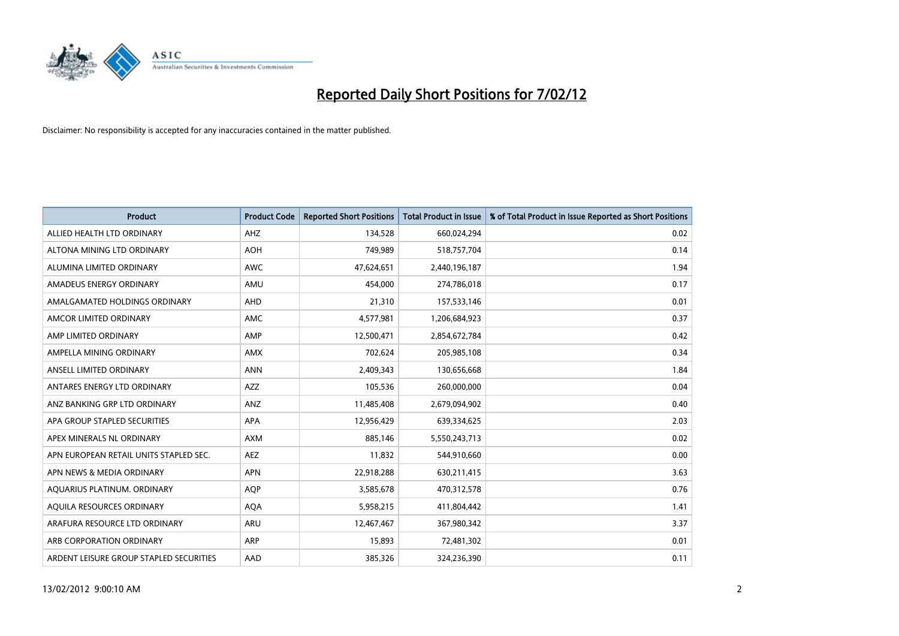# Reported Daily Short Positions for 7/02/12

Disclaimer: No responsibility is accepted for any inaccuracies contained in the matter published.

| Product | Product Code | Reported Short Positions | Total Product in Issue | % of Total Product in Issue Reported as Short Positions |
|---|---|---|---|---|
| ALLIED HEALTH LTD ORDINARY | AHZ | 134,528 | 660,024,294 | 0.02 |
| ALTONA MINING LTD ORDINARY | AOH | 749,989 | 518,757,704 | 0.14 |
| ALUMINA LIMITED ORDINARY | AWC | 47,624,651 | 2,440,196,187 | 1.94 |
| AMADEUS ENERGY ORDINARY | AMU | 454,000 | 274,786,018 | 0.17 |
| AMALGAMATED HOLDINGS ORDINARY | AHD | 21,310 | 157,533,146 | 0.01 |
| AMCOR LIMITED ORDINARY | AMC | 4,577,981 | 1,206,684,923 | 0.37 |
| AMP LIMITED ORDINARY | AMP | 12,500,471 | 2,854,672,784 | 0.42 |
| AMPELLA MINING ORDINARY | AMX | 702,624 | 205,985,108 | 0.34 |
| ANSELL LIMITED ORDINARY | ANN | 2,409,343 | 130,656,668 | 1.84 |
| ANTARES ENERGY LTD ORDINARY | AZZ | 105,536 | 260,000,000 | 0.04 |
| ANZ BANKING GRP LTD ORDINARY | ANZ | 11,485,408 | 2,679,094,902 | 0.40 |
| APA GROUP STAPLED SECURITIES | APA | 12,956,429 | 639,334,625 | 2.03 |
| APEX MINERALS NL ORDINARY | AXM | 885,146 | 5,550,243,713 | 0.02 |
| APN EUROPEAN RETAIL UNITS STAPLED SEC. | AEZ | 11,832 | 544,910,660 | 0.00 |
| APN NEWS & MEDIA ORDINARY | APN | 22,918,288 | 630,211,415 | 3.63 |
| AQUARIUS PLATINUM. ORDINARY | AQP | 3,585,678 | 470,312,578 | 0.76 |
| AQUILA RESOURCES ORDINARY | AQA | 5,958,215 | 411,804,442 | 1.41 |
| ARAFURA RESOURCE LTD ORDINARY | ARU | 12,467,467 | 367,980,342 | 3.37 |
| ARB CORPORATION ORDINARY | ARP | 15,893 | 72,481,302 | 0.01 |
| ARDENT LEISURE GROUP STAPLED SECURITIES | AAD | 385,326 | 324,236,390 | 0.11 |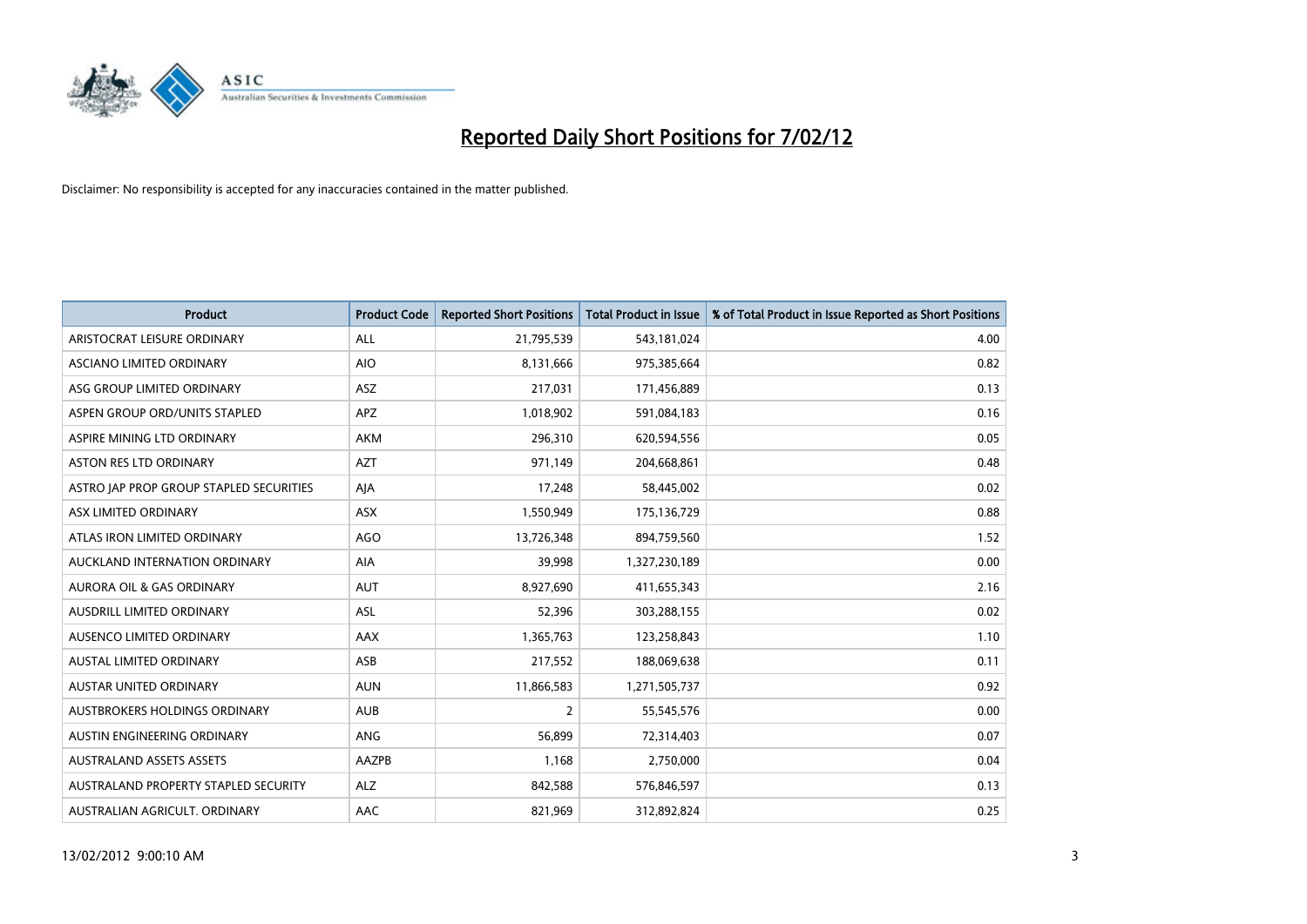# Reported Daily Short Positions for 7/02/12

Disclaimer: No responsibility is accepted for any inaccuracies contained in the matter published.

| Product | Product Code | Reported Short Positions | Total Product in Issue | % of Total Product in Issue Reported as Short Positions |
|---|---|---|---|---|
| ARISTOCRAT LEISURE ORDINARY | ALL | 21,795,539 | 543,181,024 | 4.00 |
| ASCIANO LIMITED ORDINARY | AIO | 8,131,666 | 975,385,664 | 0.82 |
| ASG GROUP LIMITED ORDINARY | ASZ | 217,031 | 171,456,889 | 0.13 |
| ASPEN GROUP ORD/UNITS STAPLED | APZ | 1,018,902 | 591,084,183 | 0.16 |
| ASPIRE MINING LTD ORDINARY | AKM | 296,310 | 620,594,556 | 0.05 |
| ASTON RES LTD ORDINARY | AZT | 971,149 | 204,668,861 | 0.48 |
| ASTRO JAP PROP GROUP STAPLED SECURITIES | AJA | 17,248 | 58,445,002 | 0.02 |
| ASX LIMITED ORDINARY | ASX | 1,550,949 | 175,136,729 | 0.88 |
| ATLAS IRON LIMITED ORDINARY | AGO | 13,726,348 | 894,759,560 | 1.52 |
| AUCKLAND INTERNATION ORDINARY | AIA | 39,998 | 1,327,230,189 | 0.00 |
| AURORA OIL & GAS ORDINARY | AUT | 8,927,690 | 411,655,343 | 2.16 |
| AUSDRILL LIMITED ORDINARY | ASL | 52,396 | 303,288,155 | 0.02 |
| AUSENCO LIMITED ORDINARY | AAX | 1,365,763 | 123,258,843 | 1.10 |
| AUSTAL LIMITED ORDINARY | ASB | 217,552 | 188,069,638 | 0.11 |
| AUSTAR UNITED ORDINARY | AUN | 11,866,583 | 1,271,505,737 | 0.92 |
| AUSTBROKERS HOLDINGS ORDINARY | AUB | 2 | 55,545,576 | 0.00 |
| AUSTIN ENGINEERING ORDINARY | ANG | 56,899 | 72,314,403 | 0.07 |
| AUSTRALAND ASSETS ASSETS | AAZPB | 1,168 | 2,750,000 | 0.04 |
| AUSTRALAND PROPERTY STAPLED SECURITY | ALZ | 842,588 | 576,846,597 | 0.13 |
| AUSTRALIAN AGRICULT. ORDINARY | AAC | 821,969 | 312,892,824 | 0.25 |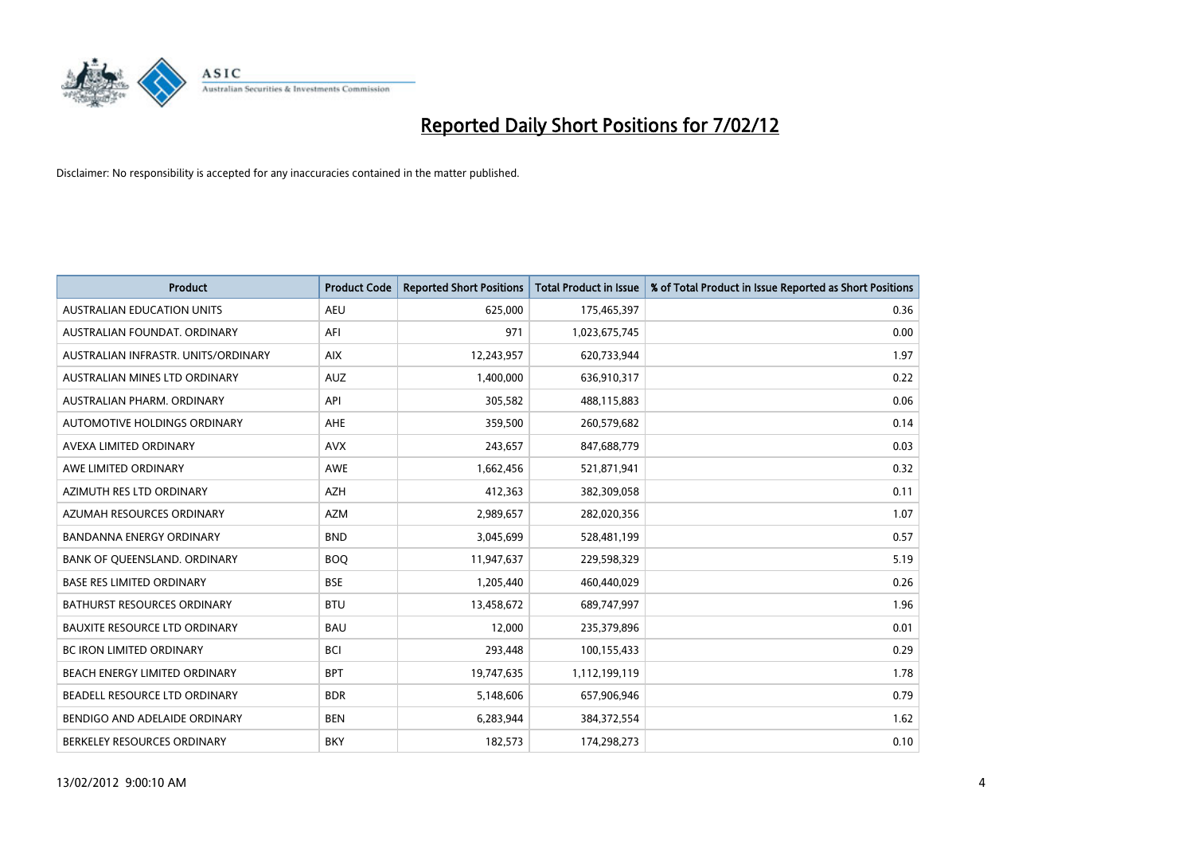# Reported Daily Short Positions for 7/02/12

Disclaimer: No responsibility is accepted for any inaccuracies contained in the matter published.

| Product | Product Code | Reported Short Positions | Total Product in Issue | % of Total Product in Issue Reported as Short Positions |
|---|---|---|---|---|
| AUSTRALIAN EDUCATION UNITS | AEU | 625,000 | 175,465,397 | 0.36 |
| AUSTRALIAN FOUNDAT. ORDINARY | AFI | 971 | 1,023,675,745 | 0.00 |
| AUSTRALIAN INFRASTR. UNITS/ORDINARY | AIX | 12,243,957 | 620,733,944 | 1.97 |
| AUSTRALIAN MINES LTD ORDINARY | AUZ | 1,400,000 | 636,910,317 | 0.22 |
| AUSTRALIAN PHARM. ORDINARY | API | 305,582 | 488,115,883 | 0.06 |
| AUTOMOTIVE HOLDINGS ORDINARY | AHE | 359,500 | 260,579,682 | 0.14 |
| AVEXA LIMITED ORDINARY | AVX | 243,657 | 847,688,779 | 0.03 |
| AWE LIMITED ORDINARY | AWE | 1,662,456 | 521,871,941 | 0.32 |
| AZIMUTH RES LTD ORDINARY | AZH | 412,363 | 382,309,058 | 0.11 |
| AZUMAH RESOURCES ORDINARY | AZM | 2,989,657 | 282,020,356 | 1.07 |
| BANDANNA ENERGY ORDINARY | BND | 3,045,699 | 528,481,199 | 0.57 |
| BANK OF QUEENSLAND. ORDINARY | BOQ | 11,947,637 | 229,598,329 | 5.19 |
| BASE RES LIMITED ORDINARY | BSE | 1,205,440 | 460,440,029 | 0.26 |
| BATHURST RESOURCES ORDINARY | BTU | 13,458,672 | 689,747,997 | 1.96 |
| BAUXITE RESOURCE LTD ORDINARY | BAU | 12,000 | 235,379,896 | 0.01 |
| BC IRON LIMITED ORDINARY | BCI | 293,448 | 100,155,433 | 0.29 |
| BEACH ENERGY LIMITED ORDINARY | BPT | 19,747,635 | 1,112,199,119 | 1.78 |
| BEADELL RESOURCE LTD ORDINARY | BDR | 5,148,606 | 657,906,946 | 0.79 |
| BENDIGO AND ADELAIDE ORDINARY | BEN | 6,283,944 | 384,372,554 | 1.62 |
| BERKELEY RESOURCES ORDINARY | BKY | 182,573 | 174,298,273 | 0.10 |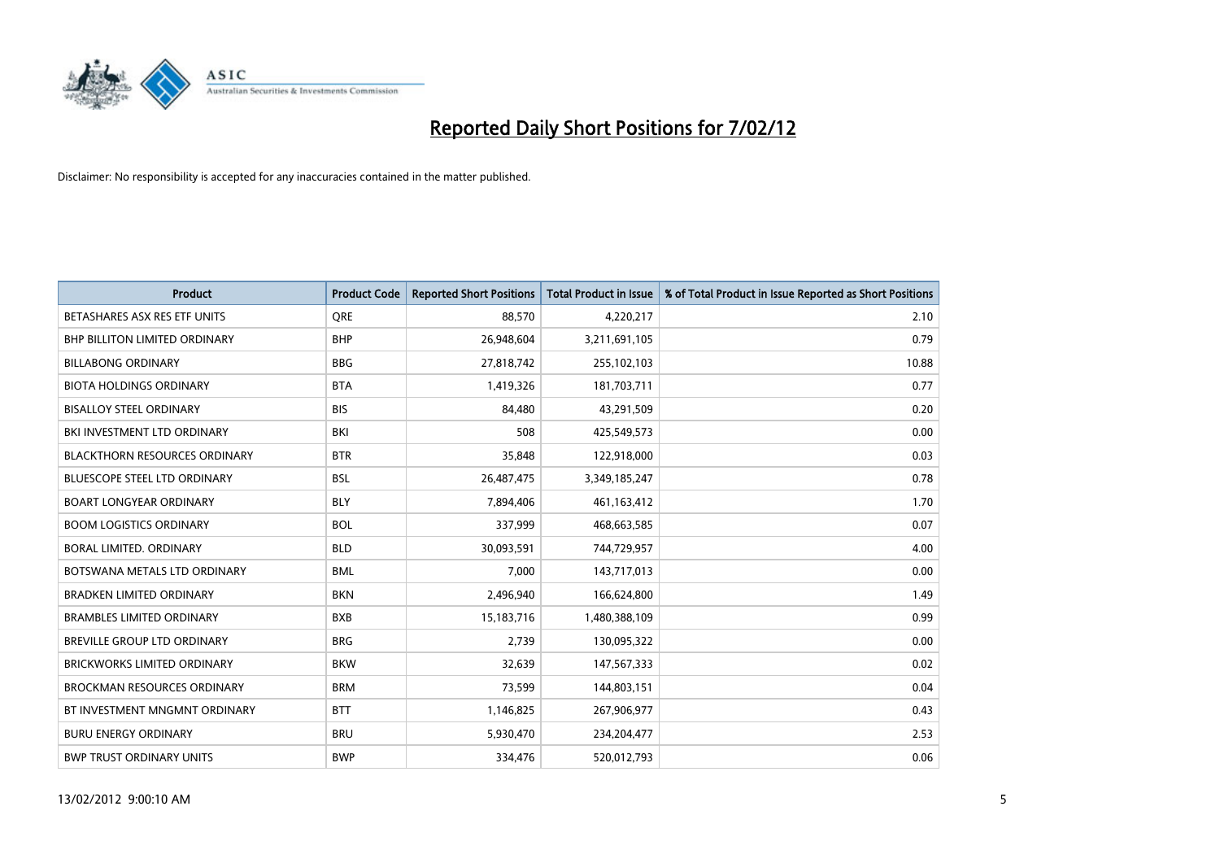# Reported Daily Short Positions for 7/02/12

Disclaimer: No responsibility is accepted for any inaccuracies contained in the matter published.

| Product | Product Code | Reported Short Positions | Total Product in Issue | % of Total Product in Issue Reported as Short Positions |
|---|---|---|---|---|
| BETASHARES ASX RES ETF UNITS | QRE | 88,570 | 4,220,217 | 2.10 |
| BHP BILLITON LIMITED ORDINARY | BHP | 26,948,604 | 3,211,691,105 | 0.79 |
| BILLABONG ORDINARY | BBG | 27,818,742 | 255,102,103 | 10.88 |
| BIOTA HOLDINGS ORDINARY | BTA | 1,419,326 | 181,703,711 | 0.77 |
| BISALLOY STEEL ORDINARY | BIS | 84,480 | 43,291,509 | 0.20 |
| BKI INVESTMENT LTD ORDINARY | BKI | 508 | 425,549,573 | 0.00 |
| BLACKTHORN RESOURCES ORDINARY | BTR | 35,848 | 122,918,000 | 0.03 |
| BLUESCOPE STEEL LTD ORDINARY | BSL | 26,487,475 | 3,349,185,247 | 0.78 |
| BOART LONGYEAR ORDINARY | BLY | 7,894,406 | 461,163,412 | 1.70 |
| BOOM LOGISTICS ORDINARY | BOL | 337,999 | 468,663,585 | 0.07 |
| BORAL LIMITED. ORDINARY | BLD | 30,093,591 | 744,729,957 | 4.00 |
| BOTSWANA METALS LTD ORDINARY | BML | 7,000 | 143,717,013 | 0.00 |
| BRADKEN LIMITED ORDINARY | BKN | 2,496,940 | 166,624,800 | 1.49 |
| BRAMBLES LIMITED ORDINARY | BXB | 15,183,716 | 1,480,388,109 | 0.99 |
| BREVILLE GROUP LTD ORDINARY | BRG | 2,739 | 130,095,322 | 0.00 |
| BRICKWORKS LIMITED ORDINARY | BKW | 32,639 | 147,567,333 | 0.02 |
| BROCKMAN RESOURCES ORDINARY | BRM | 73,599 | 144,803,151 | 0.04 |
| BT INVESTMENT MNGMNT ORDINARY | BTT | 1,146,825 | 267,906,977 | 0.43 |
| BURU ENERGY ORDINARY | BRU | 5,930,470 | 234,204,477 | 2.53 |
| BWP TRUST ORDINARY UNITS | BWP | 334,476 | 520,012,793 | 0.06 |

13/02/2012 9:00:10 AM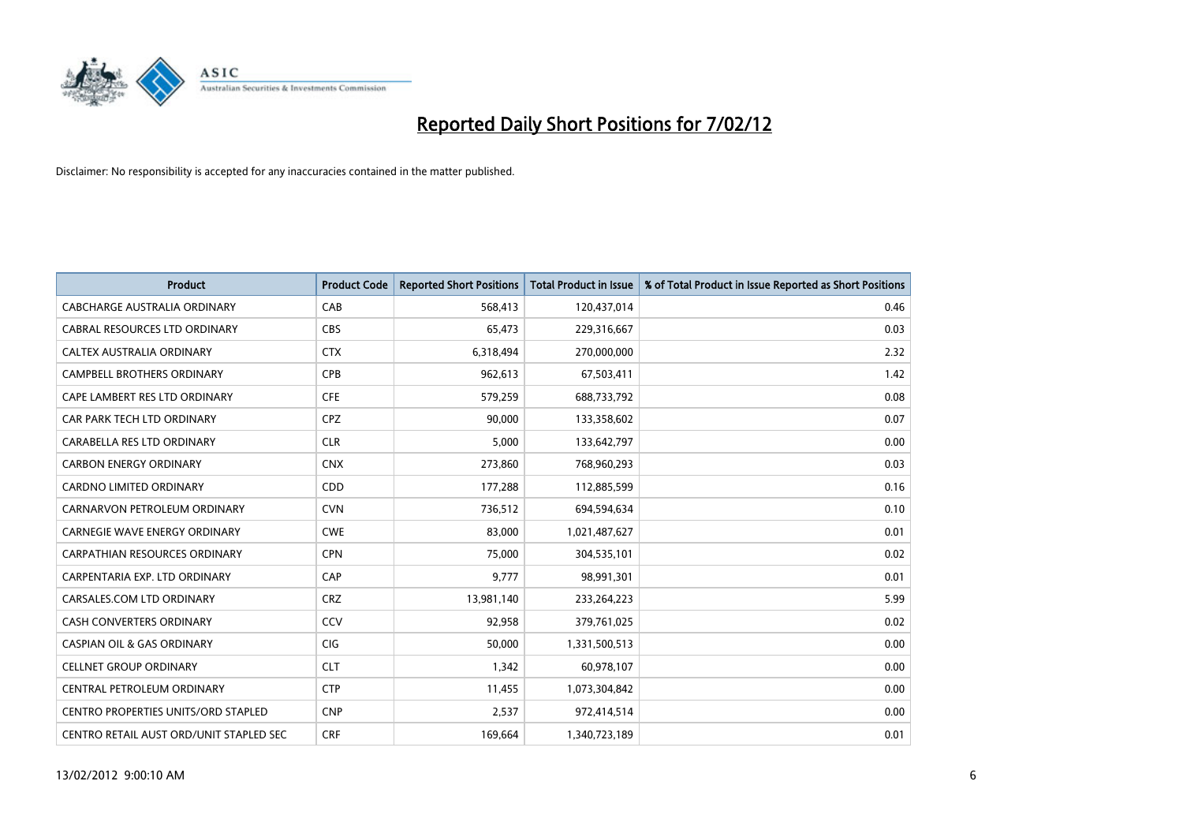# Reported Daily Short Positions for 7/02/12

Disclaimer: No responsibility is accepted for any inaccuracies contained in the matter published.

| Product | Product Code | Reported Short Positions | Total Product in Issue | % of Total Product in Issue Reported as Short Positions |
|---|---|---|---|---|
| CABCHARGE AUSTRALIA ORDINARY | CAB | 568,413 | 120,437,014 | 0.46 |
| CABRAL RESOURCES LTD ORDINARY | CBS | 65,473 | 229,316,667 | 0.03 |
| CALTEX AUSTRALIA ORDINARY | CTX | 6,318,494 | 270,000,000 | 2.32 |
| CAMPBELL BROTHERS ORDINARY | CPB | 962,613 | 67,503,411 | 1.42 |
| CAPE LAMBERT RES LTD ORDINARY | CFE | 579,259 | 688,733,792 | 0.08 |
| CAR PARK TECH LTD ORDINARY | CPZ | 90,000 | 133,358,602 | 0.07 |
| CARABELLA RES LTD ORDINARY | CLR | 5,000 | 133,642,797 | 0.00 |
| CARBON ENERGY ORDINARY | CNX | 273,860 | 768,960,293 | 0.03 |
| CARDNO LIMITED ORDINARY | CDD | 177,288 | 112,885,599 | 0.16 |
| CARNARVON PETROLEUM ORDINARY | CVN | 736,512 | 694,594,634 | 0.10 |
| CARNEGIE WAVE ENERGY ORDINARY | CWE | 83,000 | 1,021,487,627 | 0.01 |
| CARPATHIAN RESOURCES ORDINARY | CPN | 75,000 | 304,535,101 | 0.02 |
| CARPENTARIA EXP. LTD ORDINARY | CAP | 9,777 | 98,991,301 | 0.01 |
| CARSALES.COM LTD ORDINARY | CRZ | 13,981,140 | 233,264,223 | 5.99 |
| CASH CONVERTERS ORDINARY | CCV | 92,958 | 379,761,025 | 0.02 |
| CASPIAN OIL & GAS ORDINARY | CIG | 50,000 | 1,331,500,513 | 0.00 |
| CELLNET GROUP ORDINARY | CLT | 1,342 | 60,978,107 | 0.00 |
| CENTRAL PETROLEUM ORDINARY | CTP | 11,455 | 1,073,304,842 | 0.00 |
| CENTRO PROPERTIES UNITS/ORD STAPLED | CNP | 2,537 | 972,414,514 | 0.00 |
| CENTRO RETAIL AUST ORD/UNIT STAPLED SEC | CRF | 169,664 | 1,340,723,189 | 0.01 |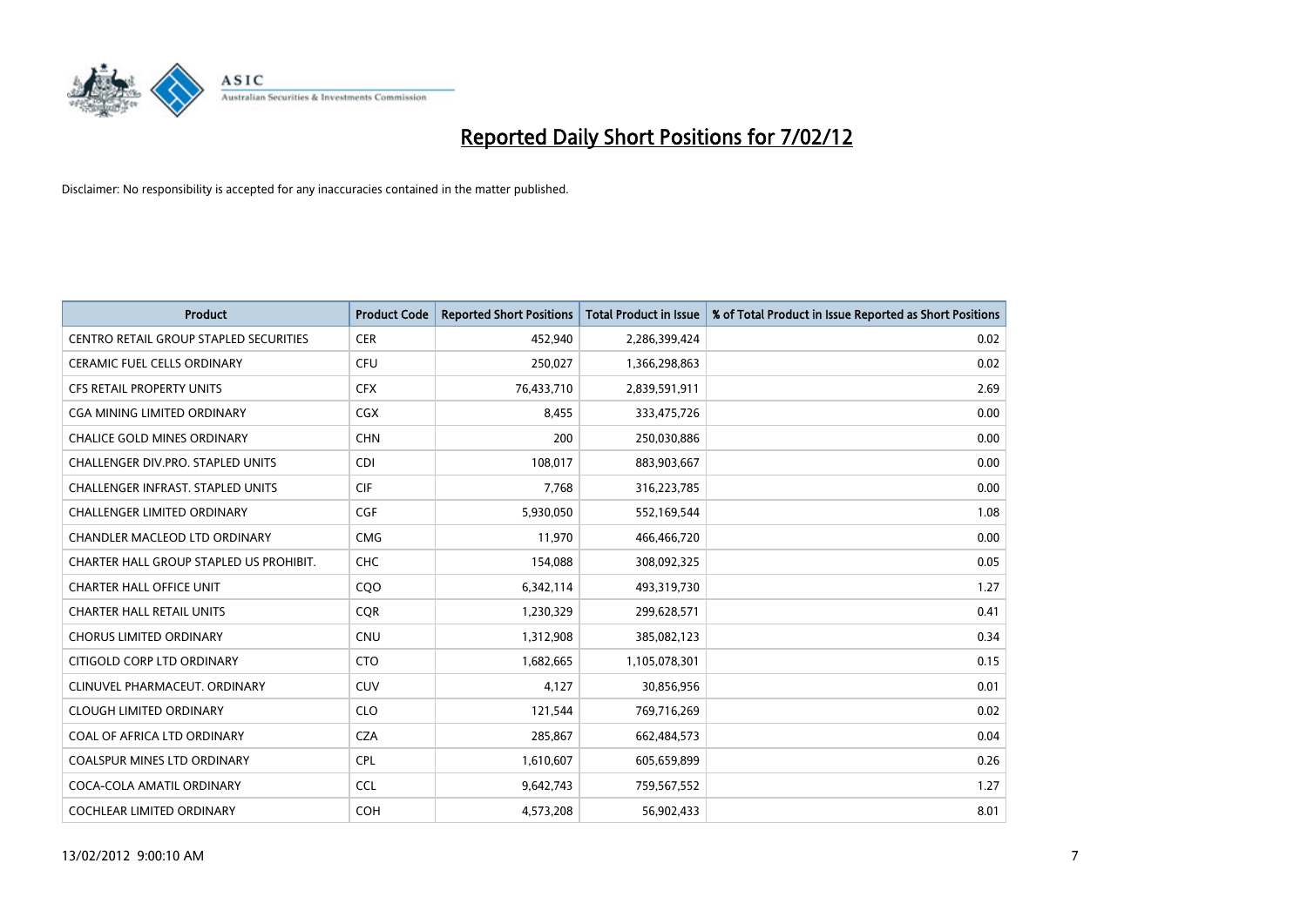# Reported Daily Short Positions for 7/02/12

Disclaimer: No responsibility is accepted for any inaccuracies contained in the matter published.

| Product | Product Code | Reported Short Positions | Total Product in Issue | % of Total Product in Issue Reported as Short Positions |
|---|---|---|---|---|
| CENTRO RETAIL GROUP STAPLED SECURITIES | CER | 452,940 | 2,286,399,424 | 0.02 |
| CERAMIC FUEL CELLS ORDINARY | CFU | 250,027 | 1,366,298,863 | 0.02 |
| CFS RETAIL PROPERTY UNITS | CFX | 76,433,710 | 2,839,591,911 | 2.69 |
| CGA MINING LIMITED ORDINARY | CGX | 8,455 | 333,475,726 | 0.00 |
| CHALICE GOLD MINES ORDINARY | CHN | 200 | 250,030,886 | 0.00 |
| CHALLENGER DIV.PRO. STAPLED UNITS | CDI | 108,017 | 883,903,667 | 0.00 |
| CHALLENGER INFRAST. STAPLED UNITS | CIF | 7,768 | 316,223,785 | 0.00 |
| CHALLENGER LIMITED ORDINARY | CGF | 5,930,050 | 552,169,544 | 1.08 |
| CHANDLER MACLEOD LTD ORDINARY | CMG | 11,970 | 466,466,720 | 0.00 |
| CHARTER HALL GROUP STAPLED US PROHIBIT. | CHC | 154,088 | 308,092,325 | 0.05 |
| CHARTER HALL OFFICE UNIT | CQO | 6,342,114 | 493,319,730 | 1.27 |
| CHARTER HALL RETAIL UNITS | CQR | 1,230,329 | 299,628,571 | 0.41 |
| CHORUS LIMITED ORDINARY | CNU | 1,312,908 | 385,082,123 | 0.34 |
| CITIGOLD CORP LTD ORDINARY | CTO | 1,682,665 | 1,105,078,301 | 0.15 |
| CLINUVEL PHARMACEUT. ORDINARY | CUV | 4,127 | 30,856,956 | 0.01 |
| CLOUGH LIMITED ORDINARY | CLO | 121,544 | 769,716,269 | 0.02 |
| COAL OF AFRICA LTD ORDINARY | CZA | 285,867 | 662,484,573 | 0.04 |
| COALSPUR MINES LTD ORDINARY | CPL | 1,610,607 | 605,659,899 | 0.26 |
| COCA-COLA AMATIL ORDINARY | CCL | 9,642,743 | 759,567,552 | 1.27 |
| COCHLEAR LIMITED ORDINARY | COH | 4,573,208 | 56,902,433 | 8.01 |

13/02/2012 9:00:10 AM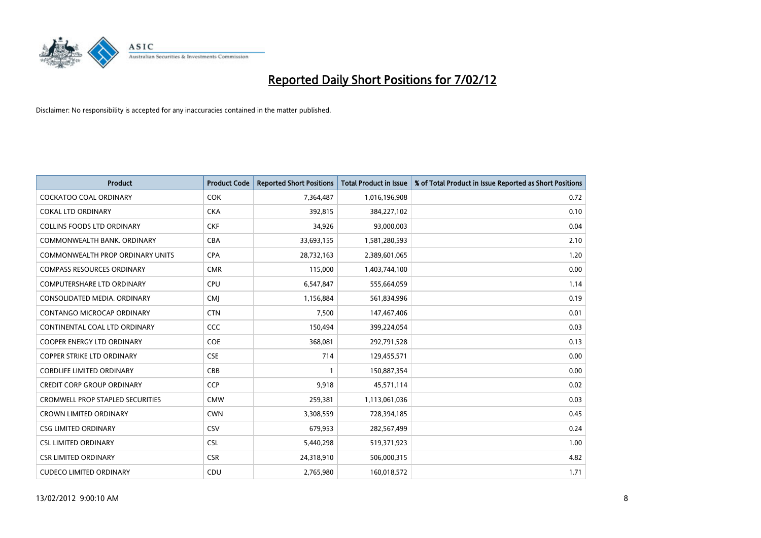# Reported Daily Short Positions for 7/02/12

Disclaimer: No responsibility is accepted for any inaccuracies contained in the matter published.

| Product | Product Code | Reported Short Positions | Total Product in Issue | % of Total Product in Issue Reported as Short Positions |
|---|---|---|---|---|
| COCKATOO COAL ORDINARY | COK | 7,364,487 | 1,016,196,908 | 0.72 |
| COKAL LTD ORDINARY | CKA | 392,815 | 384,227,102 | 0.10 |
| COLLINS FOODS LTD ORDINARY | CKF | 34,926 | 93,000,003 | 0.04 |
| COMMONWEALTH BANK. ORDINARY | CBA | 33,693,155 | 1,581,280,593 | 2.10 |
| COMMONWEALTH PROP ORDINARY UNITS | CPA | 28,732,163 | 2,389,601,065 | 1.20 |
| COMPASS RESOURCES ORDINARY | CMR | 115,000 | 1,403,744,100 | 0.00 |
| COMPUTERSHARE LTD ORDINARY | CPU | 6,547,847 | 555,664,059 | 1.14 |
| CONSOLIDATED MEDIA. ORDINARY | CMJ | 1,156,884 | 561,834,996 | 0.19 |
| CONTANGO MICROCAP ORDINARY | CTN | 7,500 | 147,467,406 | 0.01 |
| CONTINENTAL COAL LTD ORDINARY | CCC | 150,494 | 399,224,054 | 0.03 |
| COOPER ENERGY LTD ORDINARY | COE | 368,081 | 292,791,528 | 0.13 |
| COPPER STRIKE LTD ORDINARY | CSE | 714 | 129,455,571 | 0.00 |
| CORDLIFE LIMITED ORDINARY | CBB | 1 | 150,887,354 | 0.00 |
| CREDIT CORP GROUP ORDINARY | CCP | 9,918 | 45,571,114 | 0.02 |
| CROMWELL PROP STAPLED SECURITIES | CMW | 259,381 | 1,113,061,036 | 0.03 |
| CROWN LIMITED ORDINARY | CWN | 3,308,559 | 728,394,185 | 0.45 |
| CSG LIMITED ORDINARY | CSV | 679,953 | 282,567,499 | 0.24 |
| CSL LIMITED ORDINARY | CSL | 5,440,298 | 519,371,923 | 1.00 |
| CSR LIMITED ORDINARY | CSR | 24,318,910 | 506,000,315 | 4.82 |
| CUDECO LIMITED ORDINARY | CDU | 2,765,980 | 160,018,572 | 1.71 |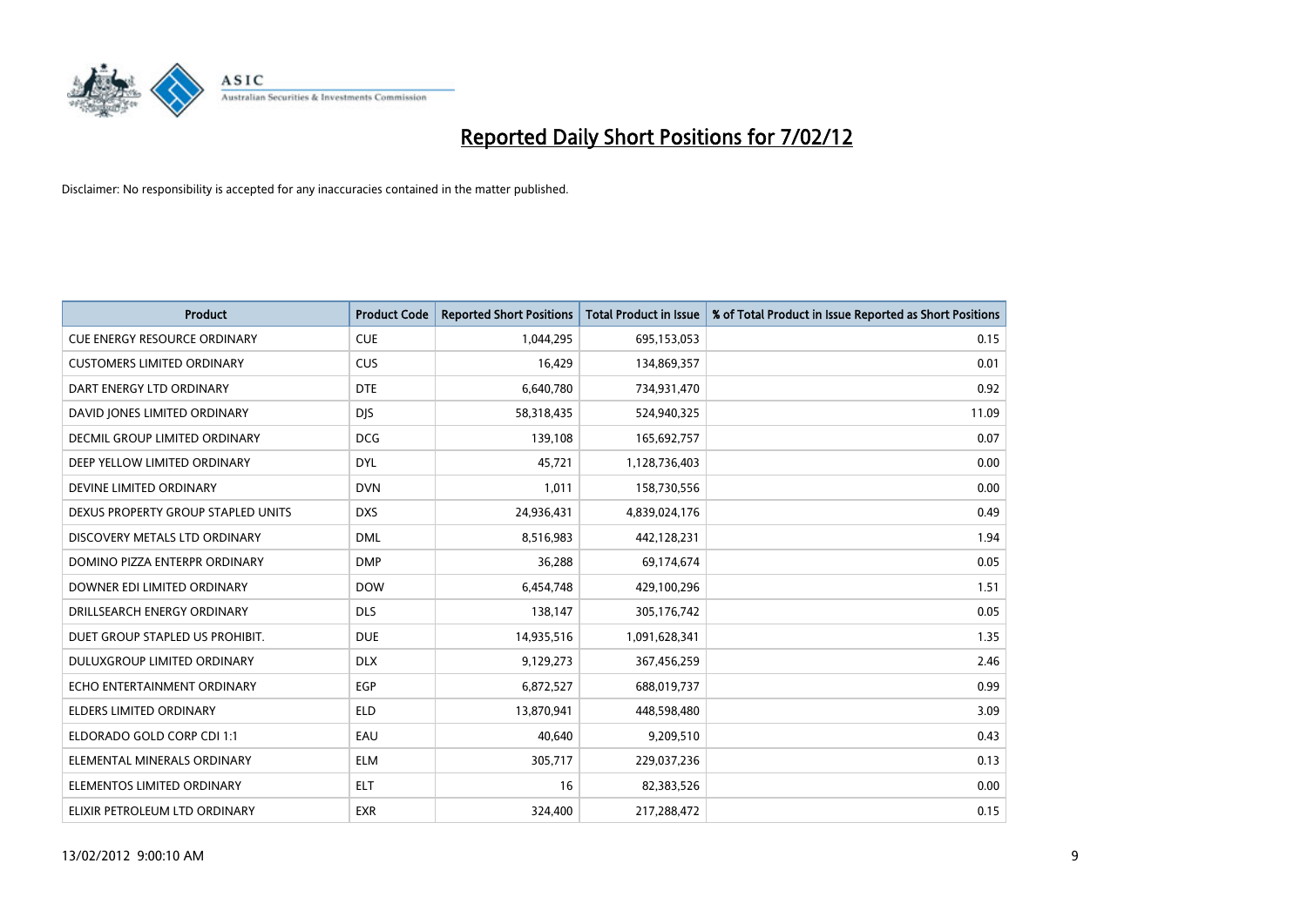# Reported Daily Short Positions for 7/02/12

Disclaimer: No responsibility is accepted for any inaccuracies contained in the matter published.

| Product | Product Code | Reported Short Positions | Total Product in Issue | % of Total Product in Issue Reported as Short Positions |
|---|---|---|---|---|
| CUE ENERGY RESOURCE ORDINARY | CUE | 1,044,295 | 695,153,053 | 0.15 |
| CUSTOMERS LIMITED ORDINARY | CUS | 16,429 | 134,869,357 | 0.01 |
| DART ENERGY LTD ORDINARY | DTE | 6,640,780 | 734,931,470 | 0.92 |
| DAVID JONES LIMITED ORDINARY | DJS | 58,318,435 | 524,940,325 | 11.09 |
| DECMIL GROUP LIMITED ORDINARY | DCG | 139,108 | 165,692,757 | 0.07 |
| DEEP YELLOW LIMITED ORDINARY | DYL | 45,721 | 1,128,736,403 | 0.00 |
| DEVINE LIMITED ORDINARY | DVN | 1,011 | 158,730,556 | 0.00 |
| DEXUS PROPERTY GROUP STAPLED UNITS | DXS | 24,936,431 | 4,839,024,176 | 0.49 |
| DISCOVERY METALS LTD ORDINARY | DML | 8,516,983 | 442,128,231 | 1.94 |
| DOMINO PIZZA ENTERPR ORDINARY | DMP | 36,288 | 69,174,674 | 0.05 |
| DOWNER EDI LIMITED ORDINARY | DOW | 6,454,748 | 429,100,296 | 1.51 |
| DRILLSEARCH ENERGY ORDINARY | DLS | 138,147 | 305,176,742 | 0.05 |
| DUET GROUP STAPLED US PROHIBIT. | DUE | 14,935,516 | 1,091,628,341 | 1.35 |
| DULUXGROUP LIMITED ORDINARY | DLX | 9,129,273 | 367,456,259 | 2.46 |
| ECHO ENTERTAINMENT ORDINARY | EGP | 6,872,527 | 688,019,737 | 0.99 |
| ELDERS LIMITED ORDINARY | ELD | 13,870,941 | 448,598,480 | 3.09 |
| ELDORADO GOLD CORP CDI 1:1 | EAU | 40,640 | 9,209,510 | 0.43 |
| ELEMENTAL MINERALS ORDINARY | ELM | 305,717 | 229,037,236 | 0.13 |
| ELEMENTOS LIMITED ORDINARY | ELT | 16 | 82,383,526 | 0.00 |
| ELIXIR PETROLEUM LTD ORDINARY | EXR | 324,400 | 217,288,472 | 0.15 |

13/02/2012 9:00:10 AM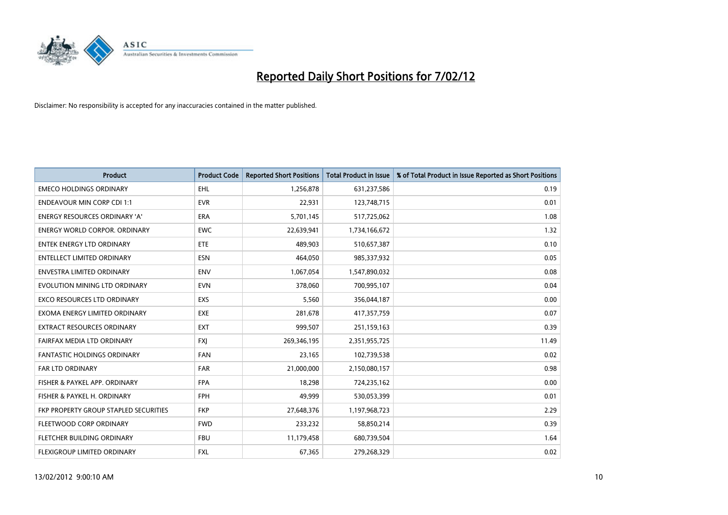# Reported Daily Short Positions for 7/02/12

Disclaimer: No responsibility is accepted for any inaccuracies contained in the matter published.

| Product | Product Code | Reported Short Positions | Total Product in Issue | % of Total Product in Issue Reported as Short Positions |
|---|---|---|---|---|
| EMECO HOLDINGS ORDINARY | EHL | 1,256,878 | 631,237,586 | 0.19 |
| ENDEAVOUR MIN CORP CDI 1:1 | EVR | 22,931 | 123,748,715 | 0.01 |
| ENERGY RESOURCES ORDINARY 'A' | ERA | 5,701,145 | 517,725,062 | 1.08 |
| ENERGY WORLD CORPOR. ORDINARY | EWC | 22,639,941 | 1,734,166,672 | 1.32 |
| ENTEK ENERGY LTD ORDINARY | ETE | 489,903 | 510,657,387 | 0.10 |
| ENTELLECT LIMITED ORDINARY | ESN | 464,050 | 985,337,932 | 0.05 |
| ENVESTRA LIMITED ORDINARY | ENV | 1,067,054 | 1,547,890,032 | 0.08 |
| EVOLUTION MINING LTD ORDINARY | EVN | 378,060 | 700,995,107 | 0.04 |
| EXCO RESOURCES LTD ORDINARY | EXS | 5,560 | 356,044,187 | 0.00 |
| EXOMA ENERGY LIMITED ORDINARY | EXE | 281,678 | 417,357,759 | 0.07 |
| EXTRACT RESOURCES ORDINARY | EXT | 999,507 | 251,159,163 | 0.39 |
| FAIRFAX MEDIA LTD ORDINARY | FXJ | 269,346,195 | 2,351,955,725 | 11.49 |
| FANTASTIC HOLDINGS ORDINARY | FAN | 23,165 | 102,739,538 | 0.02 |
| FAR LTD ORDINARY | FAR | 21,000,000 | 2,150,080,157 | 0.98 |
| FISHER & PAYKEL APP. ORDINARY | FPA | 18,298 | 724,235,162 | 0.00 |
| FISHER & PAYKEL H. ORDINARY | FPH | 49,999 | 530,053,399 | 0.01 |
| FKP PROPERTY GROUP STAPLED SECURITIES | FKP | 27,648,376 | 1,197,968,723 | 2.29 |
| FLEETWOOD CORP ORDINARY | FWD | 233,232 | 58,850,214 | 0.39 |
| FLETCHER BUILDING ORDINARY | FBU | 11,179,458 | 680,739,504 | 1.64 |
| FLEXIGROUP LIMITED ORDINARY | FXL | 67,365 | 279,268,329 | 0.02 |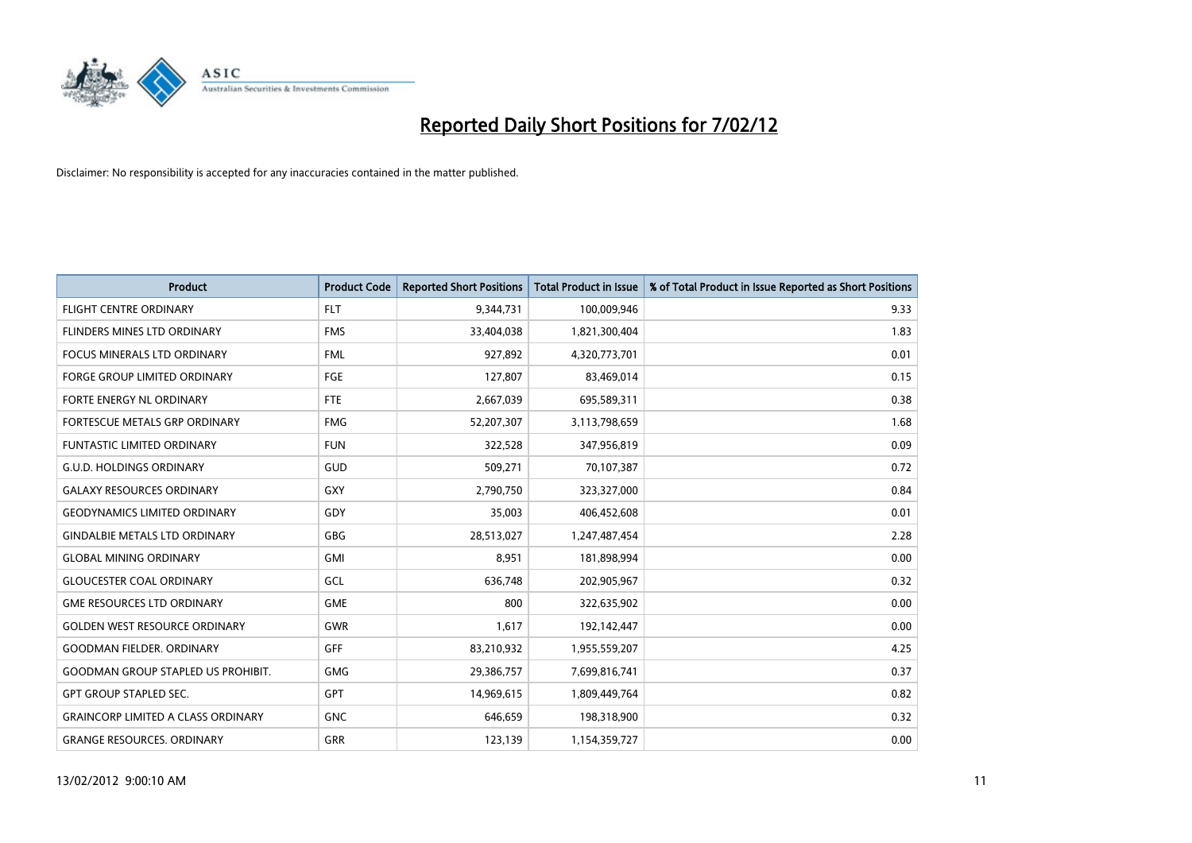# Reported Daily Short Positions for 7/02/12

Disclaimer: No responsibility is accepted for any inaccuracies contained in the matter published.

| Product | Product Code | Reported Short Positions | Total Product in Issue | % of Total Product in Issue Reported as Short Positions |
|---|---|---|---|---|
| FLIGHT CENTRE ORDINARY | FLT | 9,344,731 | 100,009,946 | 9.33 |
| FLINDERS MINES LTD ORDINARY | FMS | 33,404,038 | 1,821,300,404 | 1.83 |
| FOCUS MINERALS LTD ORDINARY | FML | 927,892 | 4,320,773,701 | 0.01 |
| FORGE GROUP LIMITED ORDINARY | FGE | 127,807 | 83,469,014 | 0.15 |
| FORTE ENERGY NL ORDINARY | FTE | 2,667,039 | 695,589,311 | 0.38 |
| FORTESCUE METALS GRP ORDINARY | FMG | 52,207,307 | 3,113,798,659 | 1.68 |
| FUNTASTIC LIMITED ORDINARY | FUN | 322,528 | 347,956,819 | 0.09 |
| G.U.D. HOLDINGS ORDINARY | GUD | 509,271 | 70,107,387 | 0.72 |
| GALAXY RESOURCES ORDINARY | GXY | 2,790,750 | 323,327,000 | 0.84 |
| GEODYNAMICS LIMITED ORDINARY | GDY | 35,003 | 406,452,608 | 0.01 |
| GINDALBIE METALS LTD ORDINARY | GBG | 28,513,027 | 1,247,487,454 | 2.28 |
| GLOBAL MINING ORDINARY | GMI | 8,951 | 181,898,994 | 0.00 |
| GLOUCESTER COAL ORDINARY | GCL | 636,748 | 202,905,967 | 0.32 |
| GME RESOURCES LTD ORDINARY | GME | 800 | 322,635,902 | 0.00 |
| GOLDEN WEST RESOURCE ORDINARY | GWR | 1,617 | 192,142,447 | 0.00 |
| GOODMAN FIELDER. ORDINARY | GFF | 83,210,932 | 1,955,559,207 | 4.25 |
| GOODMAN GROUP STAPLED US PROHIBIT. | GMG | 29,386,757 | 7,699,816,741 | 0.37 |
| GPT GROUP STAPLED SEC. | GPT | 14,969,615 | 1,809,449,764 | 0.82 |
| GRAINCORP LIMITED A CLASS ORDINARY | GNC | 646,659 | 198,318,900 | 0.32 |
| GRANGE RESOURCES. ORDINARY | GRR | 123,139 | 1,154,359,727 | 0.00 |

13/02/2012 9:00:10 AM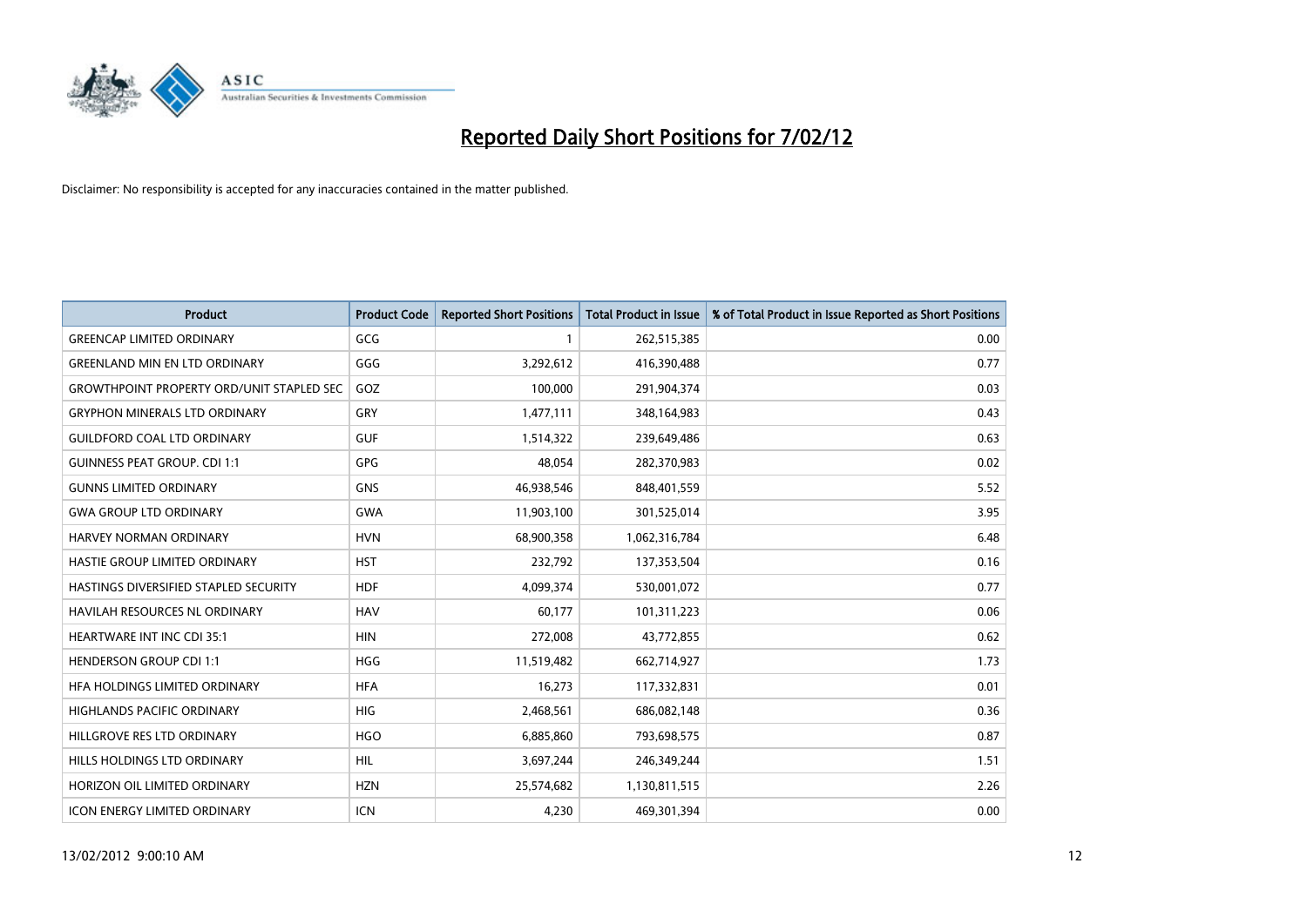# Reported Daily Short Positions for 7/02/12

Disclaimer: No responsibility is accepted for any inaccuracies contained in the matter published.

| Product | Product Code | Reported Short Positions | Total Product in Issue | % of Total Product in Issue Reported as Short Positions |
|---|---|---|---|---|
| GREENCAP LIMITED ORDINARY | GCG | 1 | 262,515,385 | 0.00 |
| GREENLAND MIN EN LTD ORDINARY | GGG | 3,292,612 | 416,390,488 | 0.77 |
| GROWTHPOINT PROPERTY ORD/UNIT STAPLED SEC | GOZ | 100,000 | 291,904,374 | 0.03 |
| GRYPHON MINERALS LTD ORDINARY | GRY | 1,477,111 | 348,164,983 | 0.43 |
| GUILDFORD COAL LTD ORDINARY | GUF | 1,514,322 | 239,649,486 | 0.63 |
| GUINNESS PEAT GROUP. CDI 1:1 | GPG | 48,054 | 282,370,983 | 0.02 |
| GUNNS LIMITED ORDINARY | GNS | 46,938,546 | 848,401,559 | 5.52 |
| GWA GROUP LTD ORDINARY | GWA | 11,903,100 | 301,525,014 | 3.95 |
| HARVEY NORMAN ORDINARY | HVN | 68,900,358 | 1,062,316,784 | 6.48 |
| HASTIE GROUP LIMITED ORDINARY | HST | 232,792 | 137,353,504 | 0.16 |
| HASTINGS DIVERSIFIED STAPLED SECURITY | HDF | 4,099,374 | 530,001,072 | 0.77 |
| HAVILAH RESOURCES NL ORDINARY | HAV | 60,177 | 101,311,223 | 0.06 |
| HEARTWARE INT INC CDI 35:1 | HIN | 272,008 | 43,772,855 | 0.62 |
| HENDERSON GROUP CDI 1:1 | HGG | 11,519,482 | 662,714,927 | 1.73 |
| HFA HOLDINGS LIMITED ORDINARY | HFA | 16,273 | 117,332,831 | 0.01 |
| HIGHLANDS PACIFIC ORDINARY | HIG | 2,468,561 | 686,082,148 | 0.36 |
| HILLGROVE RES LTD ORDINARY | HGO | 6,885,860 | 793,698,575 | 0.87 |
| HILLS HOLDINGS LTD ORDINARY | HIL | 3,697,244 | 246,349,244 | 1.51 |
| HORIZON OIL LIMITED ORDINARY | HZN | 25,574,682 | 1,130,811,515 | 2.26 |
| ICON ENERGY LIMITED ORDINARY | ICN | 4,230 | 469,301,394 | 0.00 |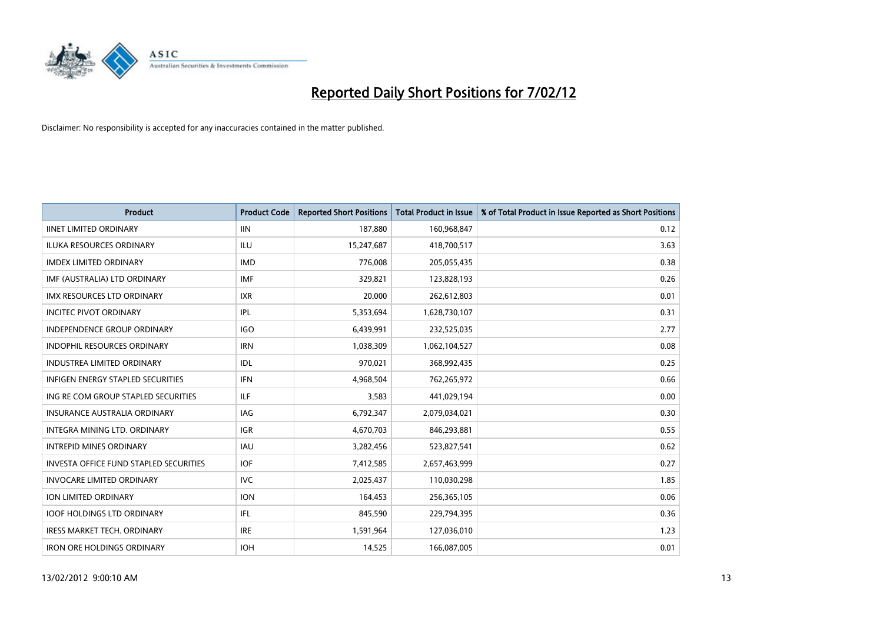# Reported Daily Short Positions for 7/02/12

Disclaimer: No responsibility is accepted for any inaccuracies contained in the matter published.

| Product | Product Code | Reported Short Positions | Total Product in Issue | % of Total Product in Issue Reported as Short Positions |
|---|---|---|---|---|
| IINET LIMITED ORDINARY | IIN | 187,880 | 160,968,847 | 0.12 |
| ILUKA RESOURCES ORDINARY | ILU | 15,247,687 | 418,700,517 | 3.63 |
| IMDEX LIMITED ORDINARY | IMD | 776,008 | 205,055,435 | 0.38 |
| IMF (AUSTRALIA) LTD ORDINARY | IMF | 329,821 | 123,828,193 | 0.26 |
| IMX RESOURCES LTD ORDINARY | IXR | 20,000 | 262,612,803 | 0.01 |
| INCITEC PIVOT ORDINARY | IPL | 5,353,694 | 1,628,730,107 | 0.31 |
| INDEPENDENCE GROUP ORDINARY | IGO | 6,439,991 | 232,525,035 | 2.77 |
| INDOPHIL RESOURCES ORDINARY | IRN | 1,038,309 | 1,062,104,527 | 0.08 |
| INDUSTREA LIMITED ORDINARY | IDL | 970,021 | 368,992,435 | 0.25 |
| INFIGEN ENERGY STAPLED SECURITIES | IFN | 4,968,504 | 762,265,972 | 0.66 |
| ING RE COM GROUP STAPLED SECURITIES | ILF | 3,583 | 441,029,194 | 0.00 |
| INSURANCE AUSTRALIA ORDINARY | IAG | 6,792,347 | 2,079,034,021 | 0.30 |
| INTEGRA MINING LTD. ORDINARY | IGR | 4,670,703 | 846,293,881 | 0.55 |
| INTREPID MINES ORDINARY | IAU | 3,282,456 | 523,827,541 | 0.62 |
| INVESTA OFFICE FUND STAPLED SECURITIES | IOF | 7,412,585 | 2,657,463,999 | 0.27 |
| INVOCARE LIMITED ORDINARY | IVC | 2,025,437 | 110,030,298 | 1.85 |
| ION LIMITED ORDINARY | ION | 164,453 | 256,365,105 | 0.06 |
| IOOF HOLDINGS LTD ORDINARY | IFL | 845,590 | 229,794,395 | 0.36 |
| IRESS MARKET TECH. ORDINARY | IRE | 1,591,964 | 127,036,010 | 1.23 |
| IRON ORE HOLDINGS ORDINARY | IOH | 14,525 | 166,087,005 | 0.01 |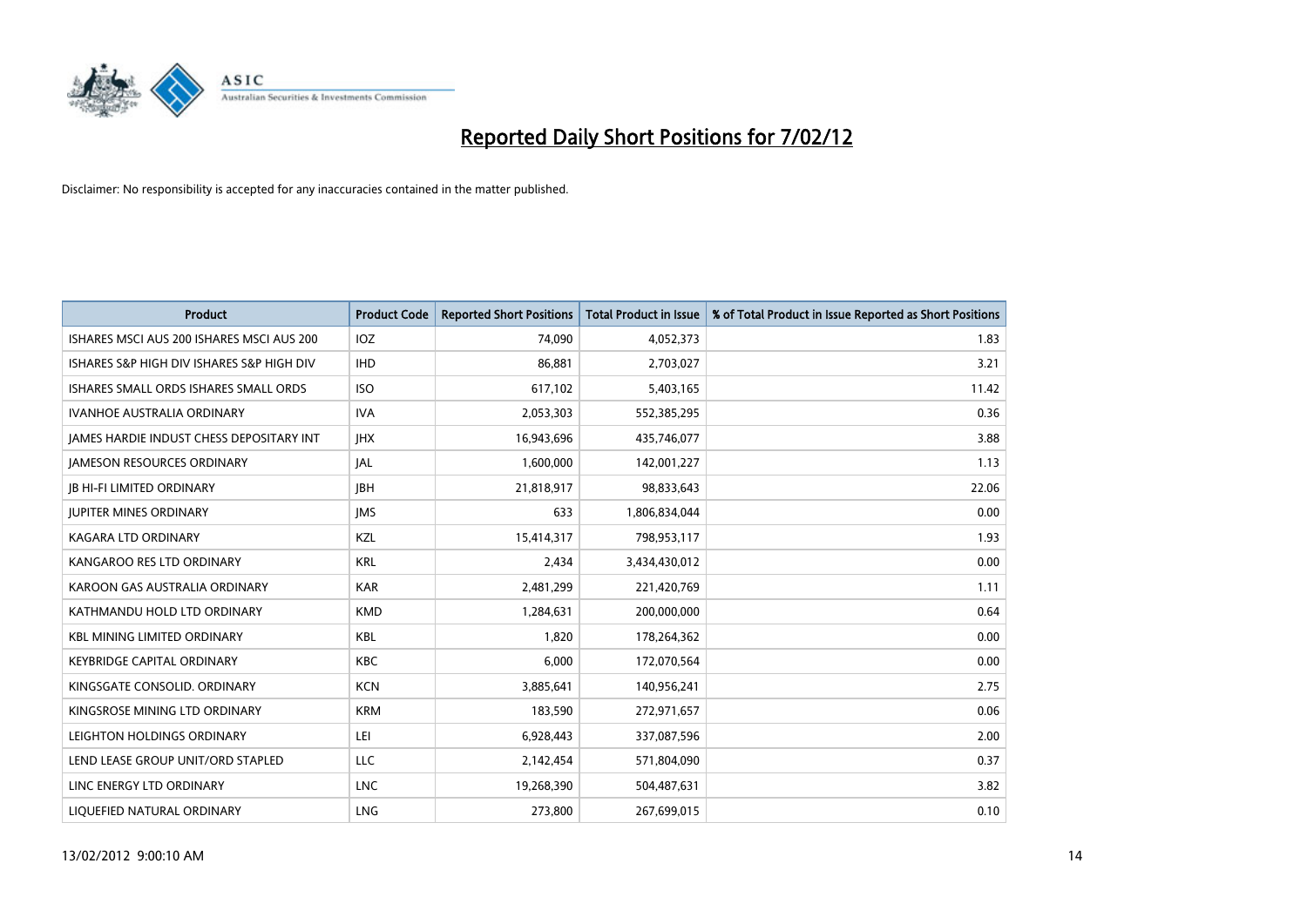# Reported Daily Short Positions for 7/02/12

Disclaimer: No responsibility is accepted for any inaccuracies contained in the matter published.

| Product | Product Code | Reported Short Positions | Total Product in Issue | % of Total Product in Issue Reported as Short Positions |
|---|---|---|---|---|
| ISHARES MSCI AUS 200 ISHARES MSCI AUS 200 | IOZ | 74,090 | 4,052,373 | 1.83 |
| ISHARES S&P HIGH DIV ISHARES S&P HIGH DIV | IHD | 86,881 | 2,703,027 | 3.21 |
| ISHARES SMALL ORDS ISHARES SMALL ORDS | ISO | 617,102 | 5,403,165 | 11.42 |
| IVANHOE AUSTRALIA ORDINARY | IVA | 2,053,303 | 552,385,295 | 0.36 |
| JAMES HARDIE INDUST CHESS DEPOSITARY INT | JHX | 16,943,696 | 435,746,077 | 3.88 |
| JAMESON RESOURCES ORDINARY | JAL | 1,600,000 | 142,001,227 | 1.13 |
| JB HI-FI LIMITED ORDINARY | JBH | 21,818,917 | 98,833,643 | 22.06 |
| JUPITER MINES ORDINARY | JMS | 633 | 1,806,834,044 | 0.00 |
| KAGARA LTD ORDINARY | KZL | 15,414,317 | 798,953,117 | 1.93 |
| KANGAROO RES LTD ORDINARY | KRL | 2,434 | 3,434,430,012 | 0.00 |
| KAROON GAS AUSTRALIA ORDINARY | KAR | 2,481,299 | 221,420,769 | 1.11 |
| KATHMANDU HOLD LTD ORDINARY | KMD | 1,284,631 | 200,000,000 | 0.64 |
| KBL MINING LIMITED ORDINARY | KBL | 1,820 | 178,264,362 | 0.00 |
| KEYBRIDGE CAPITAL ORDINARY | KBC | 6,000 | 172,070,564 | 0.00 |
| KINGSGATE CONSOLID. ORDINARY | KCN | 3,885,641 | 140,956,241 | 2.75 |
| KINGSROSE MINING LTD ORDINARY | KRM | 183,590 | 272,971,657 | 0.06 |
| LEIGHTON HOLDINGS ORDINARY | LEI | 6,928,443 | 337,087,596 | 2.00 |
| LEND LEASE GROUP UNIT/ORD STAPLED | LLC | 2,142,454 | 571,804,090 | 0.37 |
| LINC ENERGY LTD ORDINARY | LNC | 19,268,390 | 504,487,631 | 3.82 |
| LIQUEFIED NATURAL ORDINARY | LNG | 273,800 | 267,699,015 | 0.10 |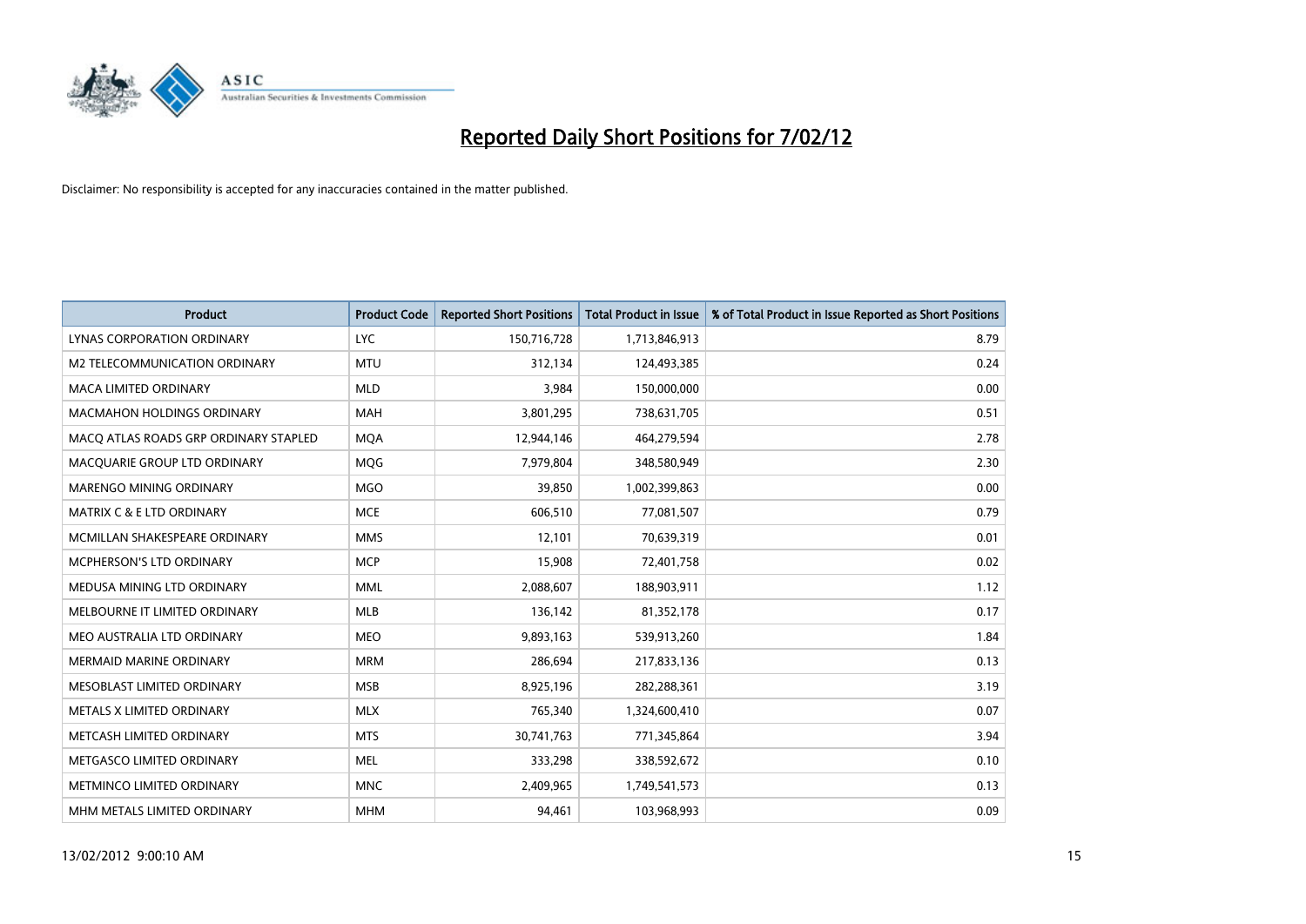# Reported Daily Short Positions for 7/02/12

Disclaimer: No responsibility is accepted for any inaccuracies contained in the matter published.

| Product | Product Code | Reported Short Positions | Total Product in Issue | % of Total Product in Issue Reported as Short Positions |
|---|---|---|---|---|
| LYNAS CORPORATION ORDINARY | LYC | 150,716,728 | 1,713,846,913 | 8.79 |
| M2 TELECOMMUNICATION ORDINARY | MTU | 312,134 | 124,493,385 | 0.24 |
| MACA LIMITED ORDINARY | MLD | 3,984 | 150,000,000 | 0.00 |
| MACMAHON HOLDINGS ORDINARY | MAH | 3,801,295 | 738,631,705 | 0.51 |
| MACQ ATLAS ROADS GRP ORDINARY STAPLED | MQA | 12,944,146 | 464,279,594 | 2.78 |
| MACQUARIE GROUP LTD ORDINARY | MQG | 7,979,804 | 348,580,949 | 2.30 |
| MARENGO MINING ORDINARY | MGO | 39,850 | 1,002,399,863 | 0.00 |
| MATRIX C & E LTD ORDINARY | MCE | 606,510 | 77,081,507 | 0.79 |
| MCMILLAN SHAKESPEARE ORDINARY | MMS | 12,101 | 70,639,319 | 0.01 |
| MCPHERSON'S LTD ORDINARY | MCP | 15,908 | 72,401,758 | 0.02 |
| MEDUSA MINING LTD ORDINARY | MML | 2,088,607 | 188,903,911 | 1.12 |
| MELBOURNE IT LIMITED ORDINARY | MLB | 136,142 | 81,352,178 | 0.17 |
| MEO AUSTRALIA LTD ORDINARY | MEO | 9,893,163 | 539,913,260 | 1.84 |
| MERMAID MARINE ORDINARY | MRM | 286,694 | 217,833,136 | 0.13 |
| MESOBLAST LIMITED ORDINARY | MSB | 8,925,196 | 282,288,361 | 3.19 |
| METALS X LIMITED ORDINARY | MLX | 765,340 | 1,324,600,410 | 0.07 |
| METCASH LIMITED ORDINARY | MTS | 30,741,763 | 771,345,864 | 3.94 |
| METGASCO LIMITED ORDINARY | MEL | 333,298 | 338,592,672 | 0.10 |
| METMINCO LIMITED ORDINARY | MNC | 2,409,965 | 1,749,541,573 | 0.13 |
| MHM METALS LIMITED ORDINARY | MHM | 94,461 | 103,968,993 | 0.09 |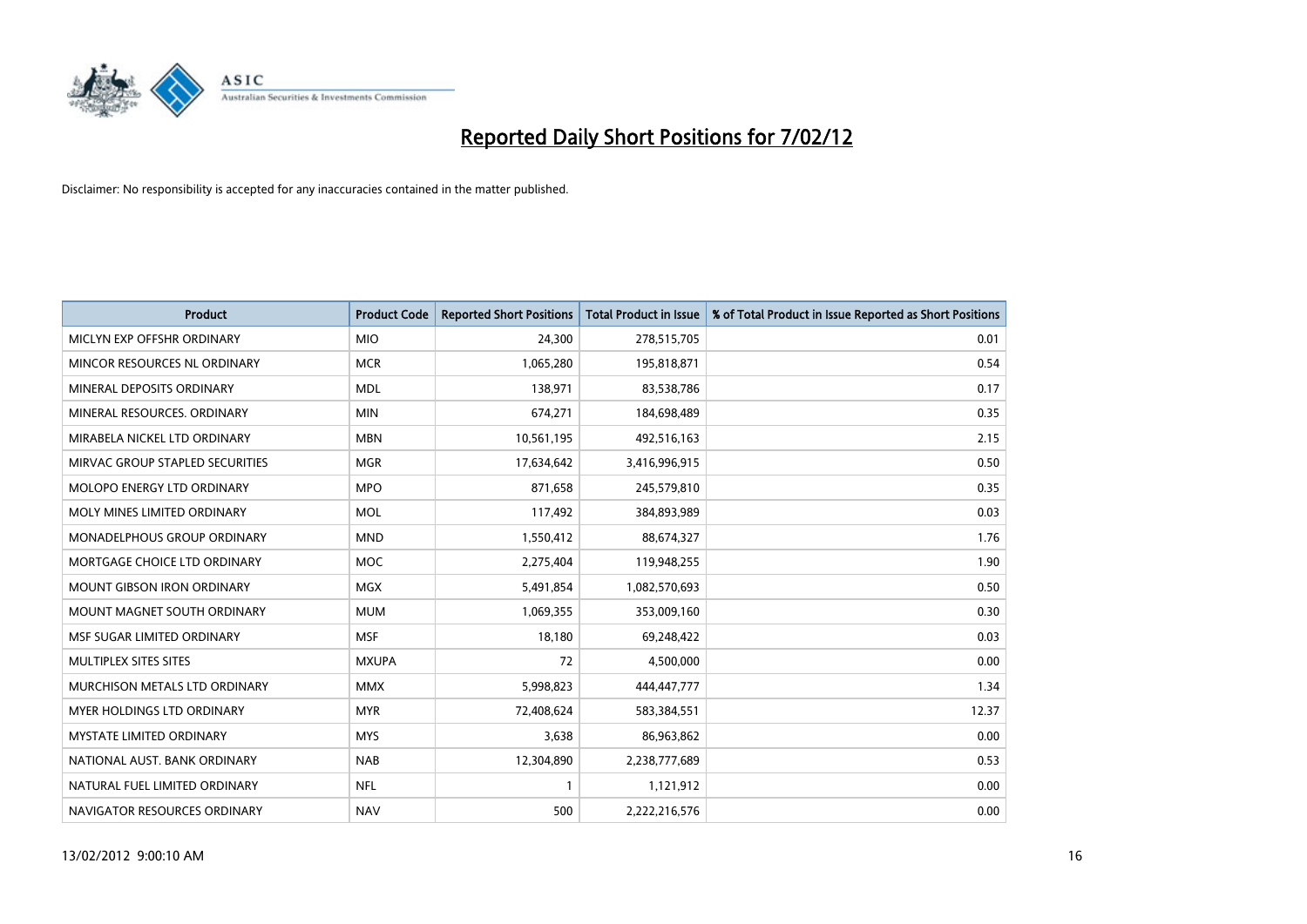# Reported Daily Short Positions for 7/02/12

Disclaimer: No responsibility is accepted for any inaccuracies contained in the matter published.

| Product | Product Code | Reported Short Positions | Total Product in Issue | % of Total Product in Issue Reported as Short Positions |
|---|---|---|---|---|
| MICLYN EXP OFFSHR ORDINARY | MIO | 24,300 | 278,515,705 | 0.01 |
| MINCOR RESOURCES NL ORDINARY | MCR | 1,065,280 | 195,818,871 | 0.54 |
| MINERAL DEPOSITS ORDINARY | MDL | 138,971 | 83,538,786 | 0.17 |
| MINERAL RESOURCES. ORDINARY | MIN | 674,271 | 184,698,489 | 0.35 |
| MIRABELA NICKEL LTD ORDINARY | MBN | 10,561,195 | 492,516,163 | 2.15 |
| MIRVAC GROUP STAPLED SECURITIES | MGR | 17,634,642 | 3,416,996,915 | 0.50 |
| MOLOPO ENERGY LTD ORDINARY | MPO | 871,658 | 245,579,810 | 0.35 |
| MOLY MINES LIMITED ORDINARY | MOL | 117,492 | 384,893,989 | 0.03 |
| MONADELPHOUS GROUP ORDINARY | MND | 1,550,412 | 88,674,327 | 1.76 |
| MORTGAGE CHOICE LTD ORDINARY | MOC | 2,275,404 | 119,948,255 | 1.90 |
| MOUNT GIBSON IRON ORDINARY | MGX | 5,491,854 | 1,082,570,693 | 0.50 |
| MOUNT MAGNET SOUTH ORDINARY | MUM | 1,069,355 | 353,009,160 | 0.30 |
| MSF SUGAR LIMITED ORDINARY | MSF | 18,180 | 69,248,422 | 0.03 |
| MULTIPLEX SITES SITES | MXUPA | 72 | 4,500,000 | 0.00 |
| MURCHISON METALS LTD ORDINARY | MMX | 5,998,823 | 444,447,777 | 1.34 |
| MYER HOLDINGS LTD ORDINARY | MYR | 72,408,624 | 583,384,551 | 12.37 |
| MYSTATE LIMITED ORDINARY | MYS | 3,638 | 86,963,862 | 0.00 |
| NATIONAL AUST. BANK ORDINARY | NAB | 12,304,890 | 2,238,777,689 | 0.53 |
| NATURAL FUEL LIMITED ORDINARY | NFL | 1 | 1,121,912 | 0.00 |
| NAVIGATOR RESOURCES ORDINARY | NAV | 500 | 2,222,216,576 | 0.00 |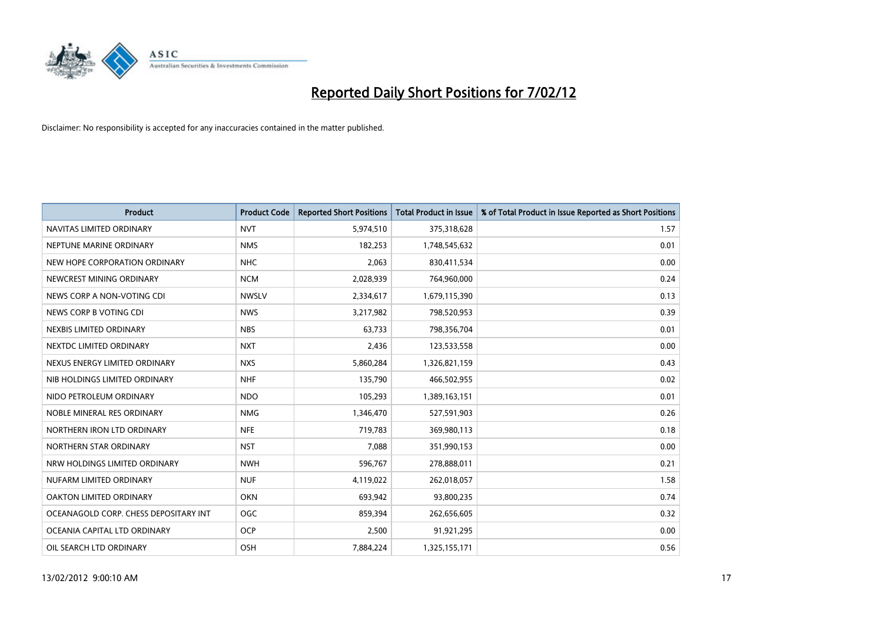# Reported Daily Short Positions for 7/02/12

Disclaimer: No responsibility is accepted for any inaccuracies contained in the matter published.

| Product | Product Code | Reported Short Positions | Total Product in Issue | % of Total Product in Issue Reported as Short Positions |
|---|---|---|---|---|
| NAVITAS LIMITED ORDINARY | NVT | 5,974,510 | 375,318,628 | 1.57 |
| NEPTUNE MARINE ORDINARY | NMS | 182,253 | 1,748,545,632 | 0.01 |
| NEW HOPE CORPORATION ORDINARY | NHC | 2,063 | 830,411,534 | 0.00 |
| NEWCREST MINING ORDINARY | NCM | 2,028,939 | 764,960,000 | 0.24 |
| NEWS CORP A NON-VOTING CDI | NWSLV | 2,334,617 | 1,679,115,390 | 0.13 |
| NEWS CORP B VOTING CDI | NWS | 3,217,982 | 798,520,953 | 0.39 |
| NEXBIS LIMITED ORDINARY | NBS | 63,733 | 798,356,704 | 0.01 |
| NEXTDC LIMITED ORDINARY | NXT | 2,436 | 123,533,558 | 0.00 |
| NEXUS ENERGY LIMITED ORDINARY | NXS | 5,860,284 | 1,326,821,159 | 0.43 |
| NIB HOLDINGS LIMITED ORDINARY | NHF | 135,790 | 466,502,955 | 0.02 |
| NIDO PETROLEUM ORDINARY | NDO | 105,293 | 1,389,163,151 | 0.01 |
| NOBLE MINERAL RES ORDINARY | NMG | 1,346,470 | 527,591,903 | 0.26 |
| NORTHERN IRON LTD ORDINARY | NFE | 719,783 | 369,980,113 | 0.18 |
| NORTHERN STAR ORDINARY | NST | 7,088 | 351,990,153 | 0.00 |
| NRW HOLDINGS LIMITED ORDINARY | NWH | 596,767 | 278,888,011 | 0.21 |
| NUFARM LIMITED ORDINARY | NUF | 4,119,022 | 262,018,057 | 1.58 |
| OAKTON LIMITED ORDINARY | OKN | 693,942 | 93,800,235 | 0.74 |
| OCEANAGOLD CORP. CHESS DEPOSITARY INT | OGC | 859,394 | 262,656,605 | 0.32 |
| OCEANIA CAPITAL LTD ORDINARY | OCP | 2,500 | 91,921,295 | 0.00 |
| OIL SEARCH LTD ORDINARY | OSH | 7,884,224 | 1,325,155,171 | 0.56 |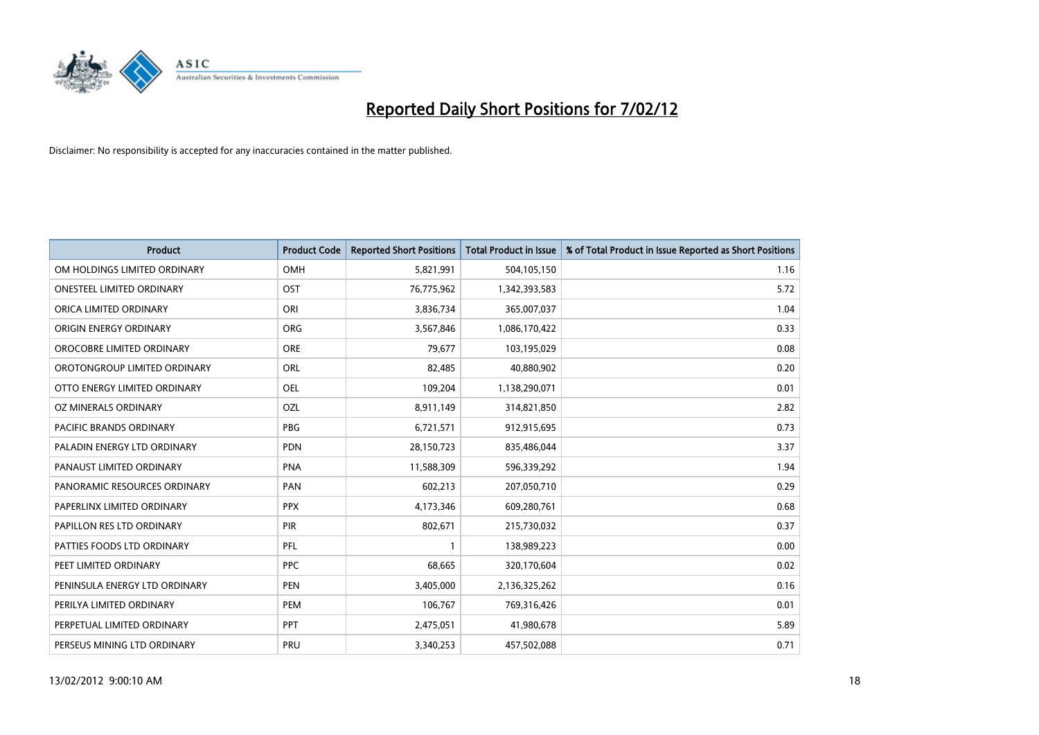# Reported Daily Short Positions for 7/02/12

Disclaimer: No responsibility is accepted for any inaccuracies contained in the matter published.

| Product | Product Code | Reported Short Positions | Total Product in Issue | % of Total Product in Issue Reported as Short Positions |
|---|---|---|---|---|
| OM HOLDINGS LIMITED ORDINARY | OMH | 5,821,991 | 504,105,150 | 1.16 |
| ONESTEEL LIMITED ORDINARY | OST | 76,775,962 | 1,342,393,583 | 5.72 |
| ORICA LIMITED ORDINARY | ORI | 3,836,734 | 365,007,037 | 1.04 |
| ORIGIN ENERGY ORDINARY | ORG | 3,567,846 | 1,086,170,422 | 0.33 |
| OROCOBRE LIMITED ORDINARY | ORE | 79,677 | 103,195,029 | 0.08 |
| OROTONGROUP LIMITED ORDINARY | ORL | 82,485 | 40,880,902 | 0.20 |
| OTTO ENERGY LIMITED ORDINARY | OEL | 109,204 | 1,138,290,071 | 0.01 |
| OZ MINERALS ORDINARY | OZL | 8,911,149 | 314,821,850 | 2.82 |
| PACIFIC BRANDS ORDINARY | PBG | 6,721,571 | 912,915,695 | 0.73 |
| PALADIN ENERGY LTD ORDINARY | PDN | 28,150,723 | 835,486,044 | 3.37 |
| PANAUST LIMITED ORDINARY | PNA | 11,588,309 | 596,339,292 | 1.94 |
| PANORAMIC RESOURCES ORDINARY | PAN | 602,213 | 207,050,710 | 0.29 |
| PAPERLINX LIMITED ORDINARY | PPX | 4,173,346 | 609,280,761 | 0.68 |
| PAPILLON RES LTD ORDINARY | PIR | 802,671 | 215,730,032 | 0.37 |
| PATTIES FOODS LTD ORDINARY | PFL | 1 | 138,989,223 | 0.00 |
| PEET LIMITED ORDINARY | PPC | 68,665 | 320,170,604 | 0.02 |
| PENINSULA ENERGY LTD ORDINARY | PEN | 3,405,000 | 2,136,325,262 | 0.16 |
| PERILYA LIMITED ORDINARY | PEM | 106,767 | 769,316,426 | 0.01 |
| PERPETUAL LIMITED ORDINARY | PPT | 2,475,051 | 41,980,678 | 5.89 |
| PERSEUS MINING LTD ORDINARY | PRU | 3,340,253 | 457,502,088 | 0.71 |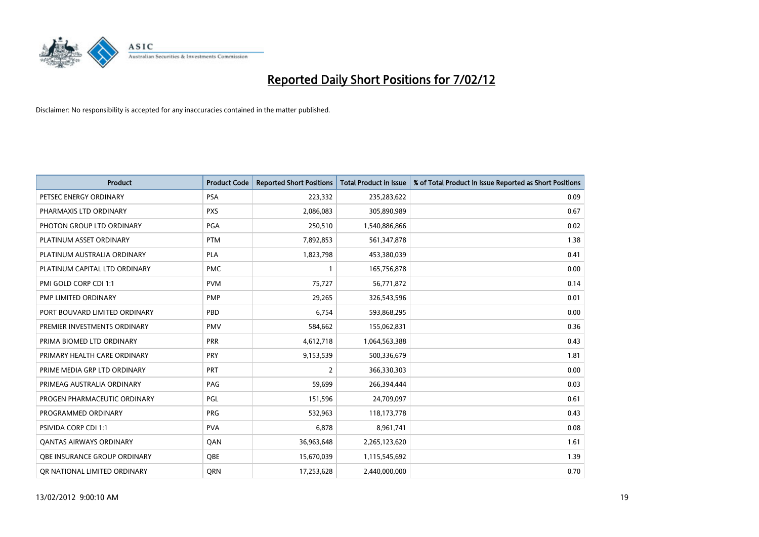# Reported Daily Short Positions for 7/02/12

Disclaimer: No responsibility is accepted for any inaccuracies contained in the matter published.

| Product | Product Code | Reported Short Positions | Total Product in Issue | % of Total Product in Issue Reported as Short Positions |
|---|---|---|---|---|
| PETSEC ENERGY ORDINARY | PSA | 223,332 | 235,283,622 | 0.09 |
| PHARMAXIS LTD ORDINARY | PXS | 2,086,083 | 305,890,989 | 0.67 |
| PHOTON GROUP LTD ORDINARY | PGA | 250,510 | 1,540,886,866 | 0.02 |
| PLATINUM ASSET ORDINARY | PTM | 7,892,853 | 561,347,878 | 1.38 |
| PLATINUM AUSTRALIA ORDINARY | PLA | 1,823,798 | 453,380,039 | 0.41 |
| PLATINUM CAPITAL LTD ORDINARY | PMC | 1 | 165,756,878 | 0.00 |
| PMI GOLD CORP CDI 1:1 | PVM | 75,727 | 56,771,872 | 0.14 |
| PMP LIMITED ORDINARY | PMP | 29,265 | 326,543,596 | 0.01 |
| PORT BOUVARD LIMITED ORDINARY | PBD | 6,754 | 593,868,295 | 0.00 |
| PREMIER INVESTMENTS ORDINARY | PMV | 584,662 | 155,062,831 | 0.36 |
| PRIMA BIOMED LTD ORDINARY | PRR | 4,612,718 | 1,064,563,388 | 0.43 |
| PRIMARY HEALTH CARE ORDINARY | PRY | 9,153,539 | 500,336,679 | 1.81 |
| PRIME MEDIA GRP LTD ORDINARY | PRT | 2 | 366,330,303 | 0.00 |
| PRIMEAG AUSTRALIA ORDINARY | PAG | 59,699 | 266,394,444 | 0.03 |
| PROGEN PHARMACEUTIC ORDINARY | PGL | 151,596 | 24,709,097 | 0.61 |
| PROGRAMMED ORDINARY | PRG | 532,963 | 118,173,778 | 0.43 |
| PSIVIDA CORP CDI 1:1 | PVA | 6,878 | 8,961,741 | 0.08 |
| QANTAS AIRWAYS ORDINARY | QAN | 36,963,648 | 2,265,123,620 | 1.61 |
| QBE INSURANCE GROUP ORDINARY | QBE | 15,670,039 | 1,115,545,692 | 1.39 |
| QR NATIONAL LIMITED ORDINARY | QRN | 17,253,628 | 2,440,000,000 | 0.70 |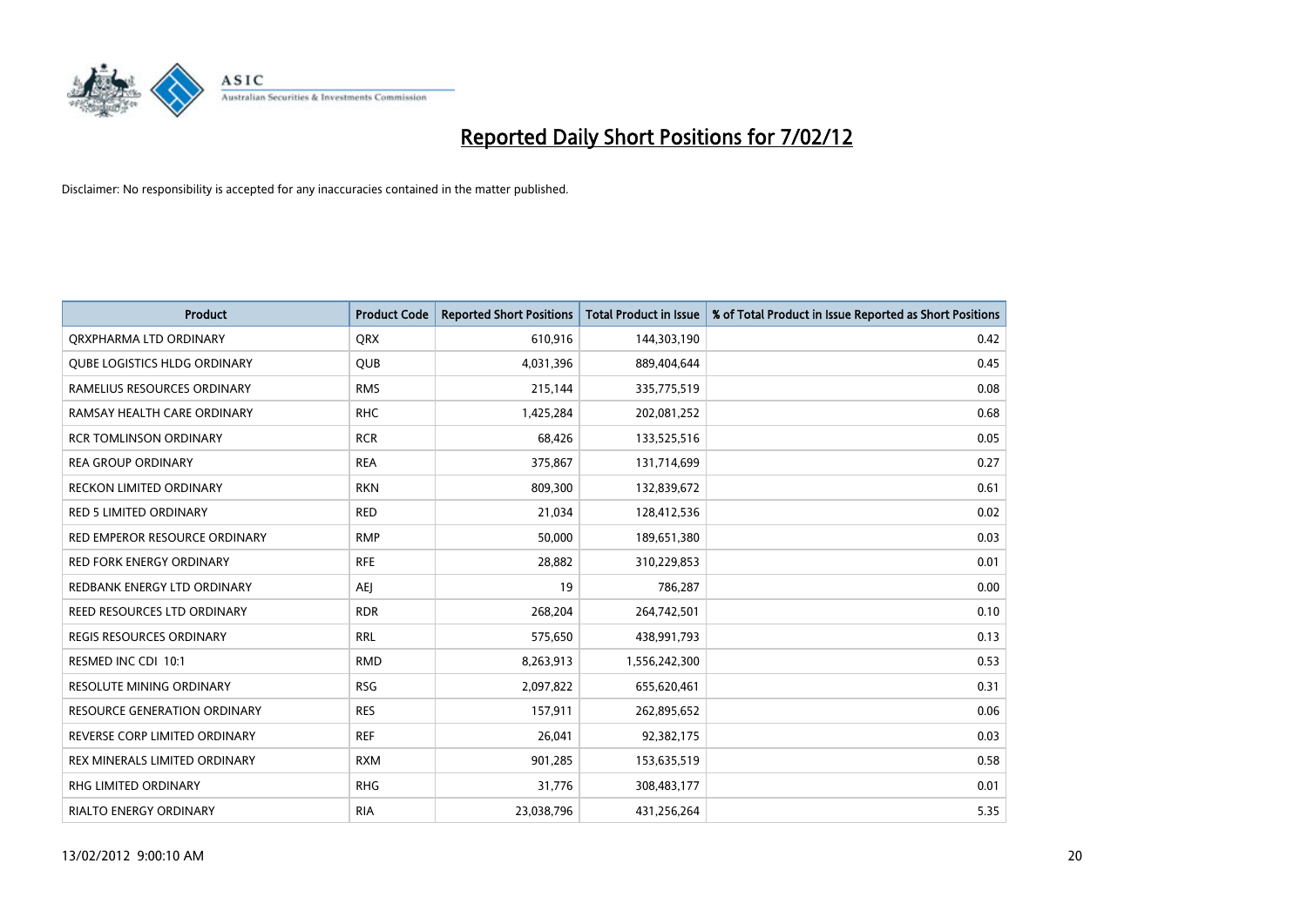# Reported Daily Short Positions for 7/02/12

Disclaimer: No responsibility is accepted for any inaccuracies contained in the matter published.

| Product | Product Code | Reported Short Positions | Total Product in Issue | % of Total Product in Issue Reported as Short Positions |
|---|---|---|---|---|
| QRXPHARMA LTD ORDINARY | QRX | 610,916 | 144,303,190 | 0.42 |
| QUBE LOGISTICS HLDG ORDINARY | QUB | 4,031,396 | 889,404,644 | 0.45 |
| RAMELIUS RESOURCES ORDINARY | RMS | 215,144 | 335,775,519 | 0.08 |
| RAMSAY HEALTH CARE ORDINARY | RHC | 1,425,284 | 202,081,252 | 0.68 |
| RCR TOMLINSON ORDINARY | RCR | 68,426 | 133,525,516 | 0.05 |
| REA GROUP ORDINARY | REA | 375,867 | 131,714,699 | 0.27 |
| RECKON LIMITED ORDINARY | RKN | 809,300 | 132,839,672 | 0.61 |
| RED 5 LIMITED ORDINARY | RED | 21,034 | 128,412,536 | 0.02 |
| RED EMPEROR RESOURCE ORDINARY | RMP | 50,000 | 189,651,380 | 0.03 |
| RED FORK ENERGY ORDINARY | RFE | 28,882 | 310,229,853 | 0.01 |
| REDBANK ENERGY LTD ORDINARY | AEJ | 19 | 786,287 | 0.00 |
| REED RESOURCES LTD ORDINARY | RDR | 268,204 | 264,742,501 | 0.10 |
| REGIS RESOURCES ORDINARY | RRL | 575,650 | 438,991,793 | 0.13 |
| RESMED INC CDI 10:1 | RMD | 8,263,913 | 1,556,242,300 | 0.53 |
| RESOLUTE MINING ORDINARY | RSG | 2,097,822 | 655,620,461 | 0.31 |
| RESOURCE GENERATION ORDINARY | RES | 157,911 | 262,895,652 | 0.06 |
| REVERSE CORP LIMITED ORDINARY | REF | 26,041 | 92,382,175 | 0.03 |
| REX MINERALS LIMITED ORDINARY | RXM | 901,285 | 153,635,519 | 0.58 |
| RHG LIMITED ORDINARY | RHG | 31,776 | 308,483,177 | 0.01 |
| RIALTO ENERGY ORDINARY | RIA | 23,038,796 | 431,256,264 | 5.35 |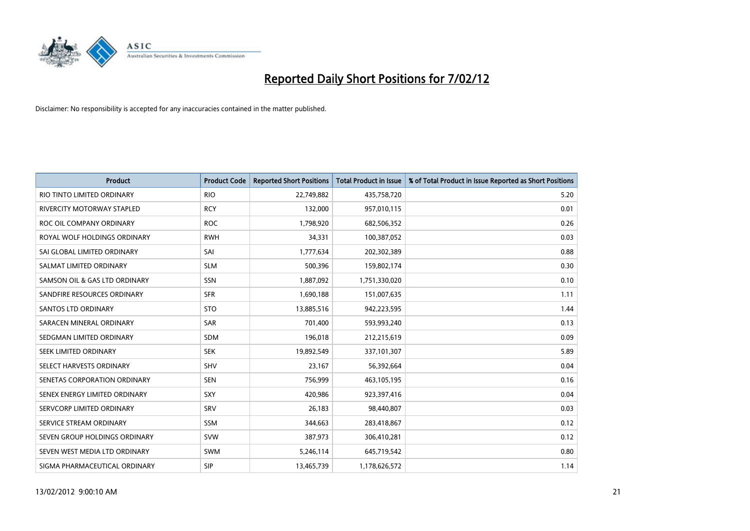# Reported Daily Short Positions for 7/02/12

Disclaimer: No responsibility is accepted for any inaccuracies contained in the matter published.

| Product | Product Code | Reported Short Positions | Total Product in Issue | % of Total Product in Issue Reported as Short Positions |
|---|---|---|---|---|
| RIO TINTO LIMITED ORDINARY | RIO | 22,749,882 | 435,758,720 | 5.20 |
| RIVERCITY MOTORWAY STAPLED | RCY | 132,000 | 957,010,115 | 0.01 |
| ROC OIL COMPANY ORDINARY | ROC | 1,798,920 | 682,506,352 | 0.26 |
| ROYAL WOLF HOLDINGS ORDINARY | RWH | 34,331 | 100,387,052 | 0.03 |
| SAI GLOBAL LIMITED ORDINARY | SAI | 1,777,634 | 202,302,389 | 0.88 |
| SALMAT LIMITED ORDINARY | SLM | 500,396 | 159,802,174 | 0.30 |
| SAMSON OIL & GAS LTD ORDINARY | SSN | 1,887,092 | 1,751,330,020 | 0.10 |
| SANDFIRE RESOURCES ORDINARY | SFR | 1,690,188 | 151,007,635 | 1.11 |
| SANTOS LTD ORDINARY | STO | 13,885,516 | 942,223,595 | 1.44 |
| SARACEN MINERAL ORDINARY | SAR | 701,400 | 593,993,240 | 0.13 |
| SEDGMAN LIMITED ORDINARY | SDM | 196,018 | 212,215,619 | 0.09 |
| SEEK LIMITED ORDINARY | SEK | 19,892,549 | 337,101,307 | 5.89 |
| SELECT HARVESTS ORDINARY | SHV | 23,167 | 56,392,664 | 0.04 |
| SENETAS CORPORATION ORDINARY | SEN | 756,999 | 463,105,195 | 0.16 |
| SENEX ENERGY LIMITED ORDINARY | SXY | 420,986 | 923,397,416 | 0.04 |
| SERVCORP LIMITED ORDINARY | SRV | 26,183 | 98,440,807 | 0.03 |
| SERVICE STREAM ORDINARY | SSM | 344,663 | 283,418,867 | 0.12 |
| SEVEN GROUP HOLDINGS ORDINARY | SVW | 387,973 | 306,410,281 | 0.12 |
| SEVEN WEST MEDIA LTD ORDINARY | SWM | 5,246,114 | 645,719,542 | 0.80 |
| SIGMA PHARMACEUTICAL ORDINARY | SIP | 13,465,739 | 1,178,626,572 | 1.14 |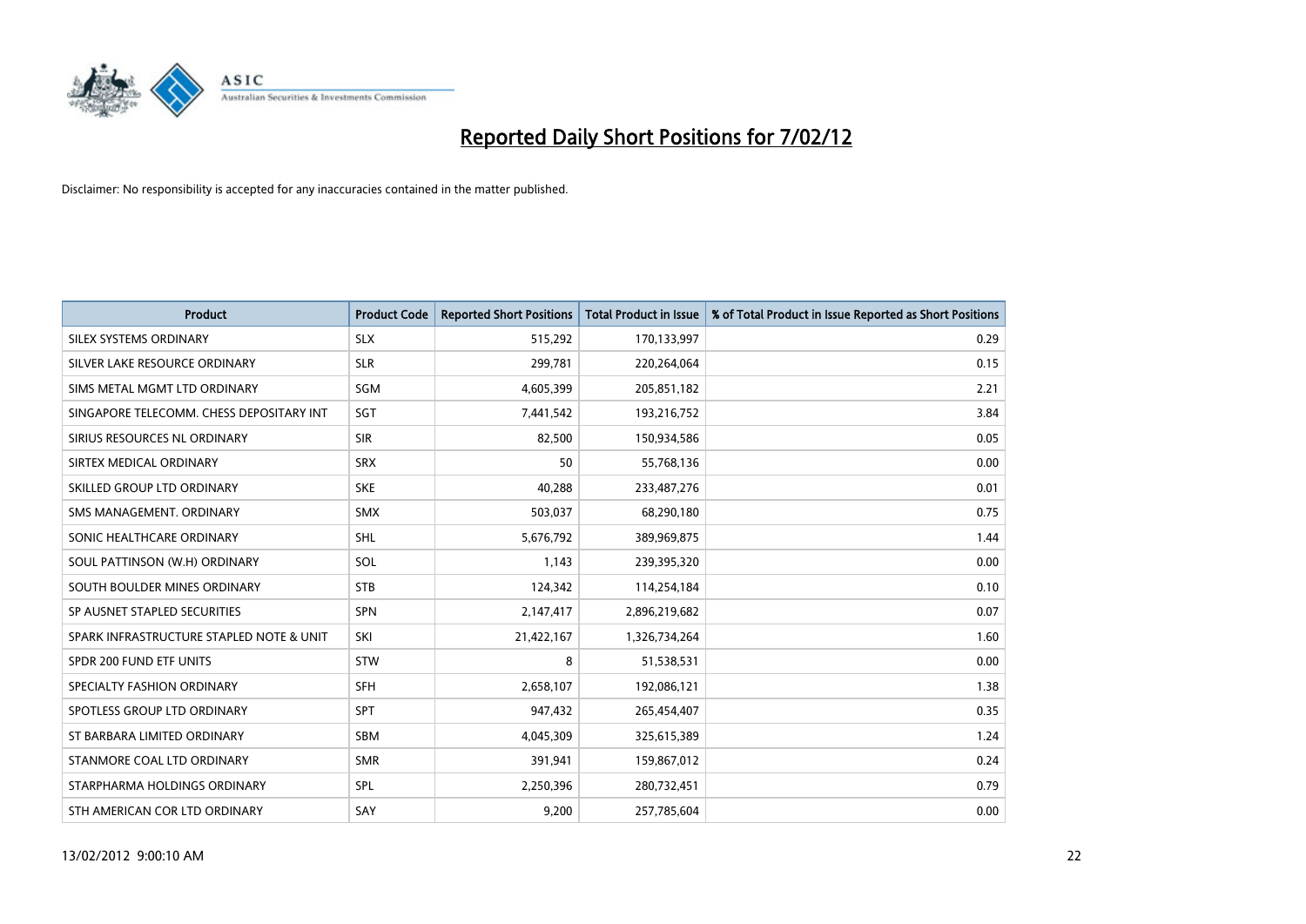# Reported Daily Short Positions for 7/02/12

Disclaimer: No responsibility is accepted for any inaccuracies contained in the matter published.

| Product | Product Code | Reported Short Positions | Total Product in Issue | % of Total Product in Issue Reported as Short Positions |
|---|---|---|---|---|
| SILEX SYSTEMS ORDINARY | SLX | 515,292 | 170,133,997 | 0.29 |
| SILVER LAKE RESOURCE ORDINARY | SLR | 299,781 | 220,264,064 | 0.15 |
| SIMS METAL MGMT LTD ORDINARY | SGM | 4,605,399 | 205,851,182 | 2.21 |
| SINGAPORE TELECOMM. CHESS DEPOSITARY INT | SGT | 7,441,542 | 193,216,752 | 3.84 |
| SIRIUS RESOURCES NL ORDINARY | SIR | 82,500 | 150,934,586 | 0.05 |
| SIRTEX MEDICAL ORDINARY | SRX | 50 | 55,768,136 | 0.00 |
| SKILLED GROUP LTD ORDINARY | SKE | 40,288 | 233,487,276 | 0.01 |
| SMS MANAGEMENT. ORDINARY | SMX | 503,037 | 68,290,180 | 0.75 |
| SONIC HEALTHCARE ORDINARY | SHL | 5,676,792 | 389,969,875 | 1.44 |
| SOUL PATTINSON (W.H) ORDINARY | SOL | 1,143 | 239,395,320 | 0.00 |
| SOUTH BOULDER MINES ORDINARY | STB | 124,342 | 114,254,184 | 0.10 |
| SP AUSNET STAPLED SECURITIES | SPN | 2,147,417 | 2,896,219,682 | 0.07 |
| SPARK INFRASTRUCTURE STAPLED NOTE & UNIT | SKI | 21,422,167 | 1,326,734,264 | 1.60 |
| SPDR 200 FUND ETF UNITS | STW | 8 | 51,538,531 | 0.00 |
| SPECIALTY FASHION ORDINARY | SFH | 2,658,107 | 192,086,121 | 1.38 |
| SPOTLESS GROUP LTD ORDINARY | SPT | 947,432 | 265,454,407 | 0.35 |
| ST BARBARA LIMITED ORDINARY | SBM | 4,045,309 | 325,615,389 | 1.24 |
| STANMORE COAL LTD ORDINARY | SMR | 391,941 | 159,867,012 | 0.24 |
| STARPHARMA HOLDINGS ORDINARY | SPL | 2,250,396 | 280,732,451 | 0.79 |
| STH AMERICAN COR LTD ORDINARY | SAY | 9,200 | 257,785,604 | 0.00 |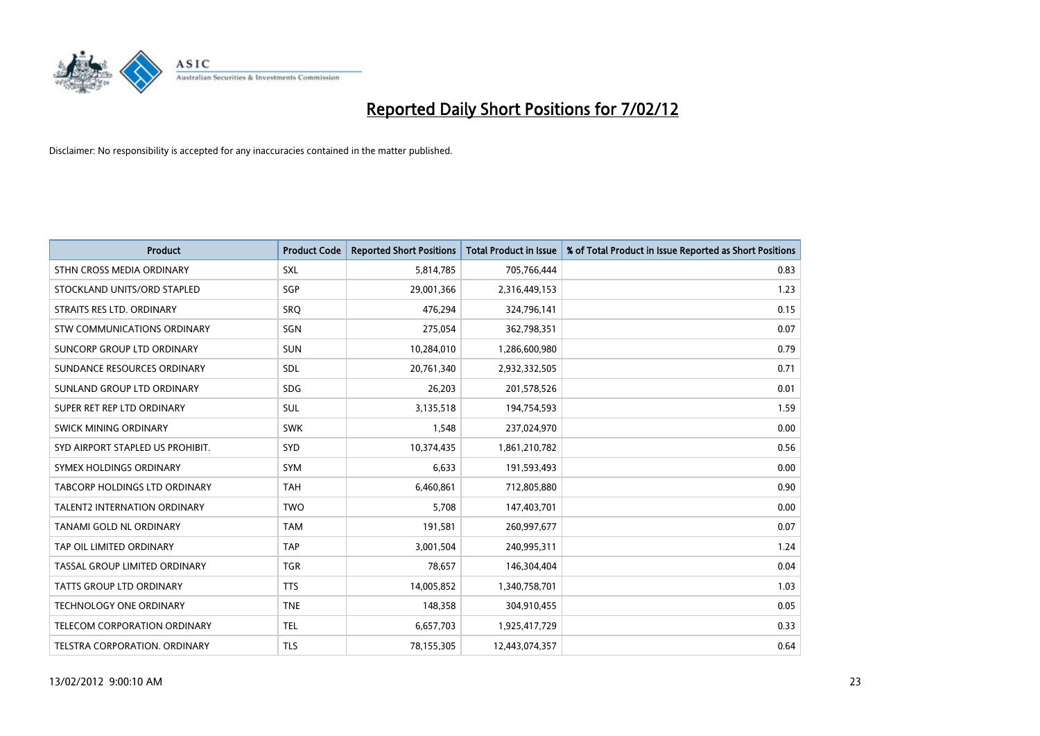# Reported Daily Short Positions for 7/02/12

Disclaimer: No responsibility is accepted for any inaccuracies contained in the matter published.

| Product | Product Code | Reported Short Positions | Total Product in Issue | % of Total Product in Issue Reported as Short Positions |
|---|---|---|---|---|
| STHN CROSS MEDIA ORDINARY | SXL | 5,814,785 | 705,766,444 | 0.83 |
| STOCKLAND UNITS/ORD STAPLED | SGP | 29,001,366 | 2,316,449,153 | 1.23 |
| STRAITS RES LTD. ORDINARY | SRQ | 476,294 | 324,796,141 | 0.15 |
| STW COMMUNICATIONS ORDINARY | SGN | 275,054 | 362,798,351 | 0.07 |
| SUNCORP GROUP LTD ORDINARY | SUN | 10,284,010 | 1,286,600,980 | 0.79 |
| SUNDANCE RESOURCES ORDINARY | SDL | 20,761,340 | 2,932,332,505 | 0.71 |
| SUNLAND GROUP LTD ORDINARY | SDG | 26,203 | 201,578,526 | 0.01 |
| SUPER RET REP LTD ORDINARY | SUL | 3,135,518 | 194,754,593 | 1.59 |
| SWICK MINING ORDINARY | SWK | 1,548 | 237,024,970 | 0.00 |
| SYD AIRPORT STAPLED US PROHIBIT. | SYD | 10,374,435 | 1,861,210,782 | 0.56 |
| SYMEX HOLDINGS ORDINARY | SYM | 6,633 | 191,593,493 | 0.00 |
| TABCORP HOLDINGS LTD ORDINARY | TAH | 6,460,861 | 712,805,880 | 0.90 |
| TALENT2 INTERNATION ORDINARY | TWO | 5,708 | 147,403,701 | 0.00 |
| TANAMI GOLD NL ORDINARY | TAM | 191,581 | 260,997,677 | 0.07 |
| TAP OIL LIMITED ORDINARY | TAP | 3,001,504 | 240,995,311 | 1.24 |
| TASSAL GROUP LIMITED ORDINARY | TGR | 78,657 | 146,304,404 | 0.04 |
| TATTS GROUP LTD ORDINARY | TTS | 14,005,852 | 1,340,758,701 | 1.03 |
| TECHNOLOGY ONE ORDINARY | TNE | 148,358 | 304,910,455 | 0.05 |
| TELECOM CORPORATION ORDINARY | TEL | 6,657,703 | 1,925,417,729 | 0.33 |
| TELSTRA CORPORATION. ORDINARY | TLS | 78,155,305 | 12,443,074,357 | 0.64 |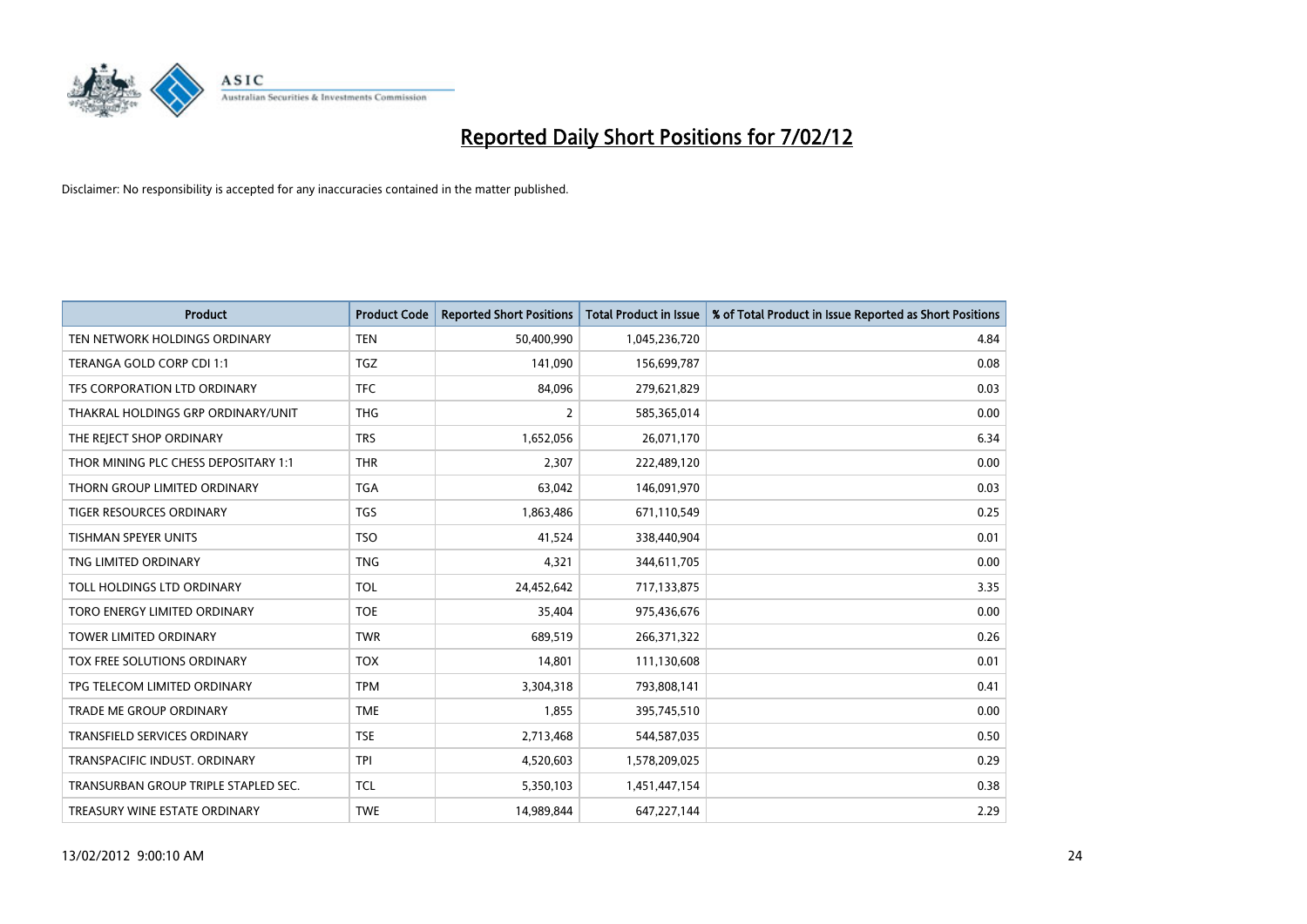# Reported Daily Short Positions for 7/02/12

Disclaimer: No responsibility is accepted for any inaccuracies contained in the matter published.

| Product | Product Code | Reported Short Positions | Total Product in Issue | % of Total Product in Issue Reported as Short Positions |
|---|---|---|---|---|
| TEN NETWORK HOLDINGS ORDINARY | TEN | 50,400,990 | 1,045,236,720 | 4.84 |
| TERANGA GOLD CORP CDI 1:1 | TGZ | 141,090 | 156,699,787 | 0.08 |
| TFS CORPORATION LTD ORDINARY | TFC | 84,096 | 279,621,829 | 0.03 |
| THAKRAL HOLDINGS GRP ORDINARY/UNIT | THG | 2 | 585,365,014 | 0.00 |
| THE REJECT SHOP ORDINARY | TRS | 1,652,056 | 26,071,170 | 6.34 |
| THOR MINING PLC CHESS DEPOSITARY 1:1 | THR | 2,307 | 222,489,120 | 0.00 |
| THORN GROUP LIMITED ORDINARY | TGA | 63,042 | 146,091,970 | 0.03 |
| TIGER RESOURCES ORDINARY | TGS | 1,863,486 | 671,110,549 | 0.25 |
| TISHMAN SPEYER UNITS | TSO | 41,524 | 338,440,904 | 0.01 |
| TNG LIMITED ORDINARY | TNG | 4,321 | 344,611,705 | 0.00 |
| TOLL HOLDINGS LTD ORDINARY | TOL | 24,452,642 | 717,133,875 | 3.35 |
| TORO ENERGY LIMITED ORDINARY | TOE | 35,404 | 975,436,676 | 0.00 |
| TOWER LIMITED ORDINARY | TWR | 689,519 | 266,371,322 | 0.26 |
| TOX FREE SOLUTIONS ORDINARY | TOX | 14,801 | 111,130,608 | 0.01 |
| TPG TELECOM LIMITED ORDINARY | TPM | 3,304,318 | 793,808,141 | 0.41 |
| TRADE ME GROUP ORDINARY | TME | 1,855 | 395,745,510 | 0.00 |
| TRANSFIELD SERVICES ORDINARY | TSE | 2,713,468 | 544,587,035 | 0.50 |
| TRANSPACIFIC INDUST. ORDINARY | TPI | 4,520,603 | 1,578,209,025 | 0.29 |
| TRANSURBAN GROUP TRIPLE STAPLED SEC. | TCL | 5,350,103 | 1,451,447,154 | 0.38 |
| TREASURY WINE ESTATE ORDINARY | TWE | 14,989,844 | 647,227,144 | 2.29 |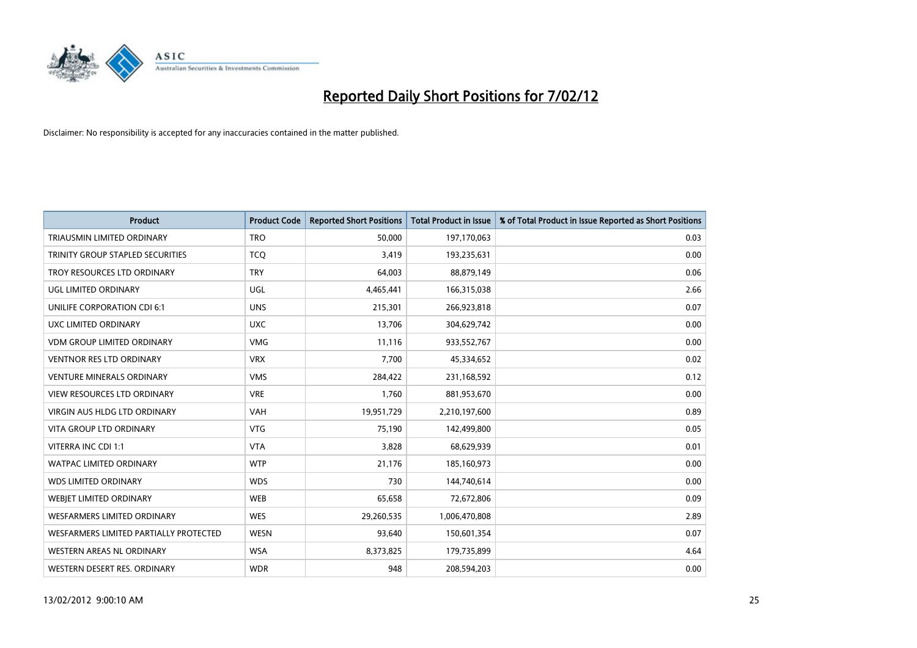# Reported Daily Short Positions for 7/02/12

Disclaimer: No responsibility is accepted for any inaccuracies contained in the matter published.

| Product | Product Code | Reported Short Positions | Total Product in Issue | % of Total Product in Issue Reported as Short Positions |
|---|---|---|---|---|
| TRIAUSMIN LIMITED ORDINARY | TRO | 50,000 | 197,170,063 | 0.03 |
| TRINITY GROUP STAPLED SECURITIES | TCQ | 3,419 | 193,235,631 | 0.00 |
| TROY RESOURCES LTD ORDINARY | TRY | 64,003 | 88,879,149 | 0.06 |
| UGL LIMITED ORDINARY | UGL | 4,465,441 | 166,315,038 | 2.66 |
| UNILIFE CORPORATION CDI 6:1 | UNS | 215,301 | 266,923,818 | 0.07 |
| UXC LIMITED ORDINARY | UXC | 13,706 | 304,629,742 | 0.00 |
| VDM GROUP LIMITED ORDINARY | VMG | 11,116 | 933,552,767 | 0.00 |
| VENTNOR RES LTD ORDINARY | VRX | 7,700 | 45,334,652 | 0.02 |
| VENTURE MINERALS ORDINARY | VMS | 284,422 | 231,168,592 | 0.12 |
| VIEW RESOURCES LTD ORDINARY | VRE | 1,760 | 881,953,670 | 0.00 |
| VIRGIN AUS HLDG LTD ORDINARY | VAH | 19,951,729 | 2,210,197,600 | 0.89 |
| VITA GROUP LTD ORDINARY | VTG | 75,190 | 142,499,800 | 0.05 |
| VITERRA INC CDI 1:1 | VTA | 3,828 | 68,629,939 | 0.01 |
| WATPAC LIMITED ORDINARY | WTP | 21,176 | 185,160,973 | 0.00 |
| WDS LIMITED ORDINARY | WDS | 730 | 144,740,614 | 0.00 |
| WEBJET LIMITED ORDINARY | WEB | 65,658 | 72,672,806 | 0.09 |
| WESFARMERS LIMITED ORDINARY | WES | 29,260,535 | 1,006,470,808 | 2.89 |
| WESFARMERS LIMITED PARTIALLY PROTECTED | WESN | 93,640 | 150,601,354 | 0.07 |
| WESTERN AREAS NL ORDINARY | WSA | 8,373,825 | 179,735,899 | 4.64 |
| WESTERN DESERT RES. ORDINARY | WDR | 948 | 208,594,203 | 0.00 |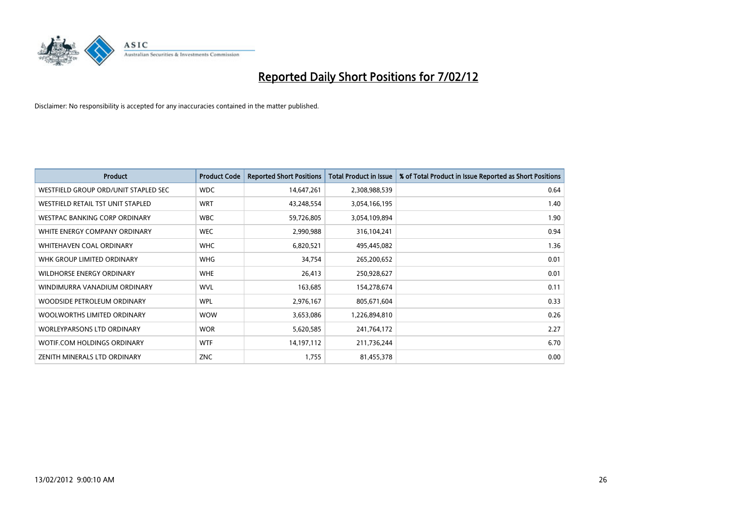# Reported Daily Short Positions for 7/02/12

Disclaimer: No responsibility is accepted for any inaccuracies contained in the matter published.

| Product | Product Code | Reported Short Positions | Total Product in Issue | % of Total Product in Issue Reported as Short Positions |
|---|---|---|---|---|
| WESTFIELD GROUP ORD/UNIT STAPLED SEC | WDC | 14,647,261 | 2,308,988,539 | 0.64 |
| WESTFIELD RETAIL TST UNIT STAPLED | WRT | 43,248,554 | 3,054,166,195 | 1.40 |
| WESTPAC BANKING CORP ORDINARY | WBC | 59,726,805 | 3,054,109,894 | 1.90 |
| WHITE ENERGY COMPANY ORDINARY | WEC | 2,990,988 | 316,104,241 | 0.94 |
| WHITEHAVEN COAL ORDINARY | WHC | 6,820,521 | 495,445,082 | 1.36 |
| WHK GROUP LIMITED ORDINARY | WHG | 34,754 | 265,200,652 | 0.01 |
| WILDHORSE ENERGY ORDINARY | WHE | 26,413 | 250,928,627 | 0.01 |
| WINDIMURRA VANADIUM ORDINARY | WVL | 163,685 | 154,278,674 | 0.11 |
| WOODSIDE PETROLEUM ORDINARY | WPL | 2,976,167 | 805,671,604 | 0.33 |
| WOOLWORTHS LIMITED ORDINARY | WOW | 3,653,086 | 1,226,894,810 | 0.26 |
| WORLEYPARSONS LTD ORDINARY | WOR | 5,620,585 | 241,764,172 | 2.27 |
| WOTIF.COM HOLDINGS ORDINARY | WTF | 14,197,112 | 211,736,244 | 6.70 |
| ZENITH MINERALS LTD ORDINARY | ZNC | 1,755 | 81,455,378 | 0.00 |

13/02/2012 9:00:10 AM